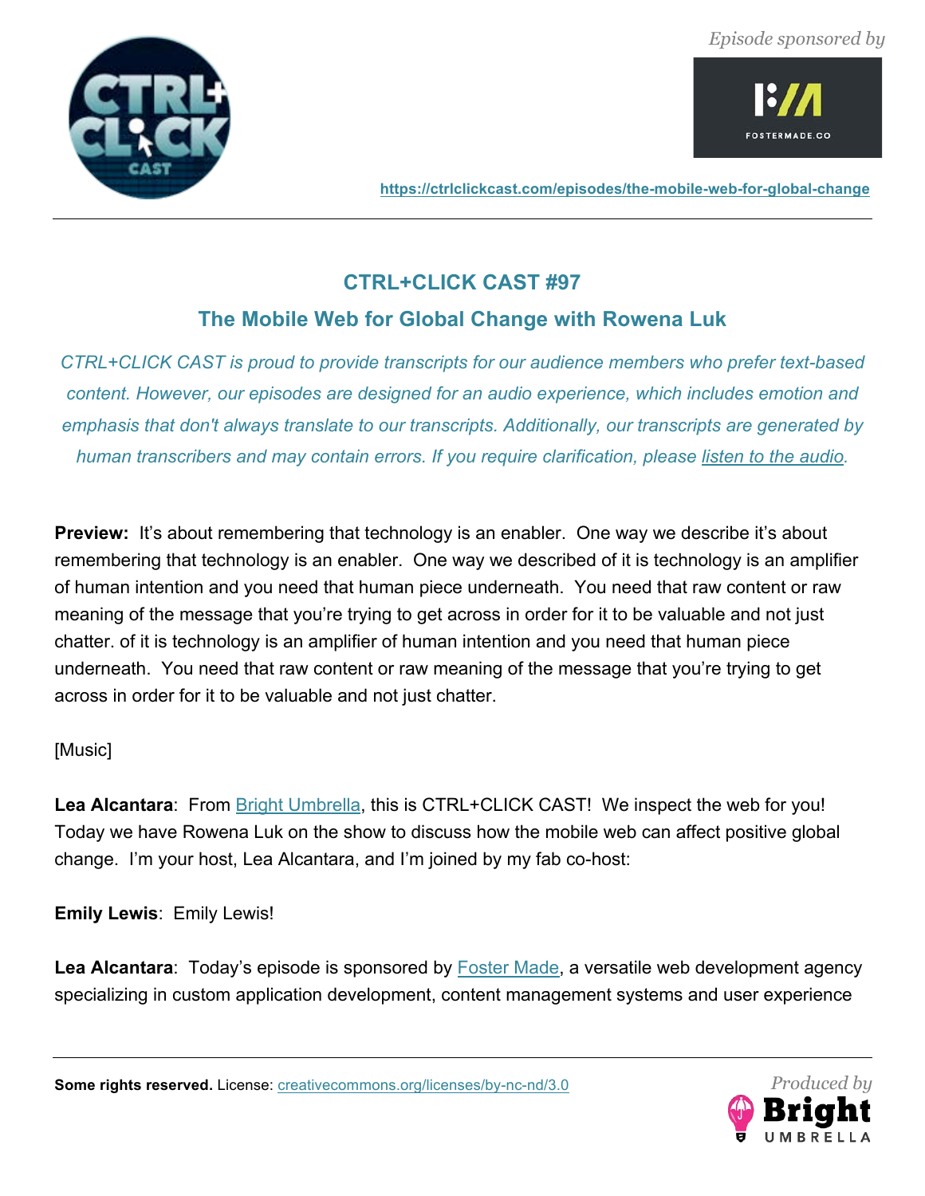*Episode sponsored by*

https://ctrlclickcast.com/episodes/the-mobile-web-for-global-change

## CTRL+CLICK CAST #97

## The Mobile Web for Global Change with Rowena Luk

*CTRL+CLICK CAST is proud to provide transcripts for our audience members who prefer text-based content. However, our episodes are designed for an audio experience, which includes emotion and emphasis that don't always translate to our transcripts. Additionally, our transcripts are generated by human transcribers and may contain errors. If you require clarification, please listen to the audio.*

**Preview:** It's about remembering that technology is an enabler. One way we describe it's about remembering that technology is an enabler. One way we described of it is technology is an amplifier of human intention and you need that human piece underneath. You need that raw content or raw meaning of the message that you're trying to get across in order for it to be valuable and not just chatter. of it is technology is an amplifier of human intention and you need that human piece underneath. You need that raw content or raw meaning of the message that you're trying to get across in order for it to be valuable and not just chatter.

[Music]

**Lea Alcantara**: From Bright Umbrella, this is CTRL+CLICK CAST! We inspect the web for you! Today we have Rowena Luk on the show to discuss how the mobile web can affect positive global change. I'm your host, Lea Alcantara, and I'm joined by my fab co-host:

**Emily Lewis**: Emily Lewis!

**Lea Alcantara**: Today's episode is sponsored by Foster Made, a versatile web development agency specializing in custom application development, content management systems and user experience

**Some rights reserved.** License: creativecommons.org/licenses/by-nc-nd/3.0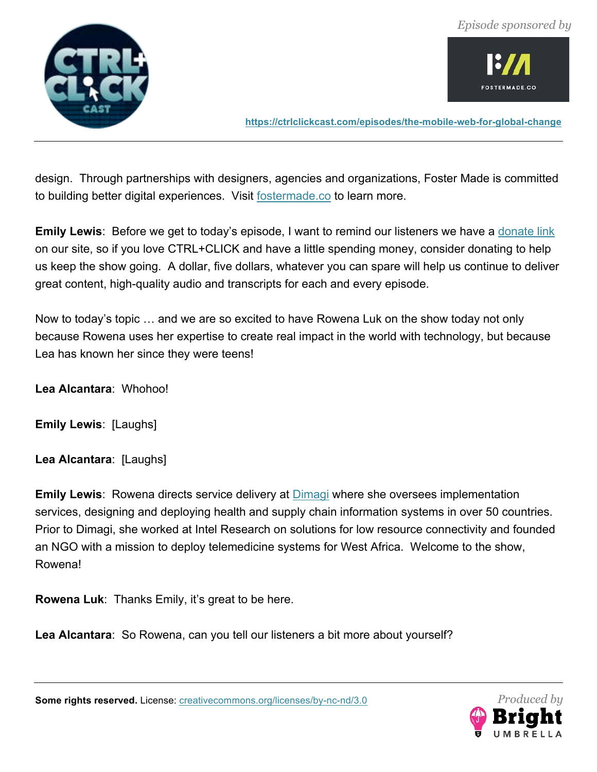design.  Through partnerships with designers, agencies and organizations, Foster Made is committed to building better digital experiences.  Visit fostermade.co to learn more.

**Emily Lewis**:  Before we get to today's episode, I want to remind our listeners we have a donate link on our site, so if you love CTRL+CLICK and have a little spending money, consider donating to help us keep the show going.  A dollar, five dollars, whatever you can spare will help us continue to deliver great content, high-quality audio and transcripts for each and every episode.

Now to today's topic … and we are so excited to have Rowena Luk on the show today not only because Rowena uses her expertise to create real impact in the world with technology, but because Lea has known her since they were teens!

**Lea Alcantara**:  Whohoo!

**Emily Lewis**:  [Laughs]

**Lea Alcantara**:  [Laughs]

**Emily Lewis**:  Rowena directs service delivery at Dimagi where she oversees implementation services, designing and deploying health and supply chain information systems in over 50 countries. Prior to Dimagi, she worked at Intel Research on solutions for low resource connectivity and founded an NGO with a mission to deploy telemedicine systems for West Africa.  Welcome to the show, Rowena!

**Rowena Luk**:  Thanks Emily, it's great to be here.

**Lea Alcantara**:  So Rowena, can you tell our listeners a bit more about yourself?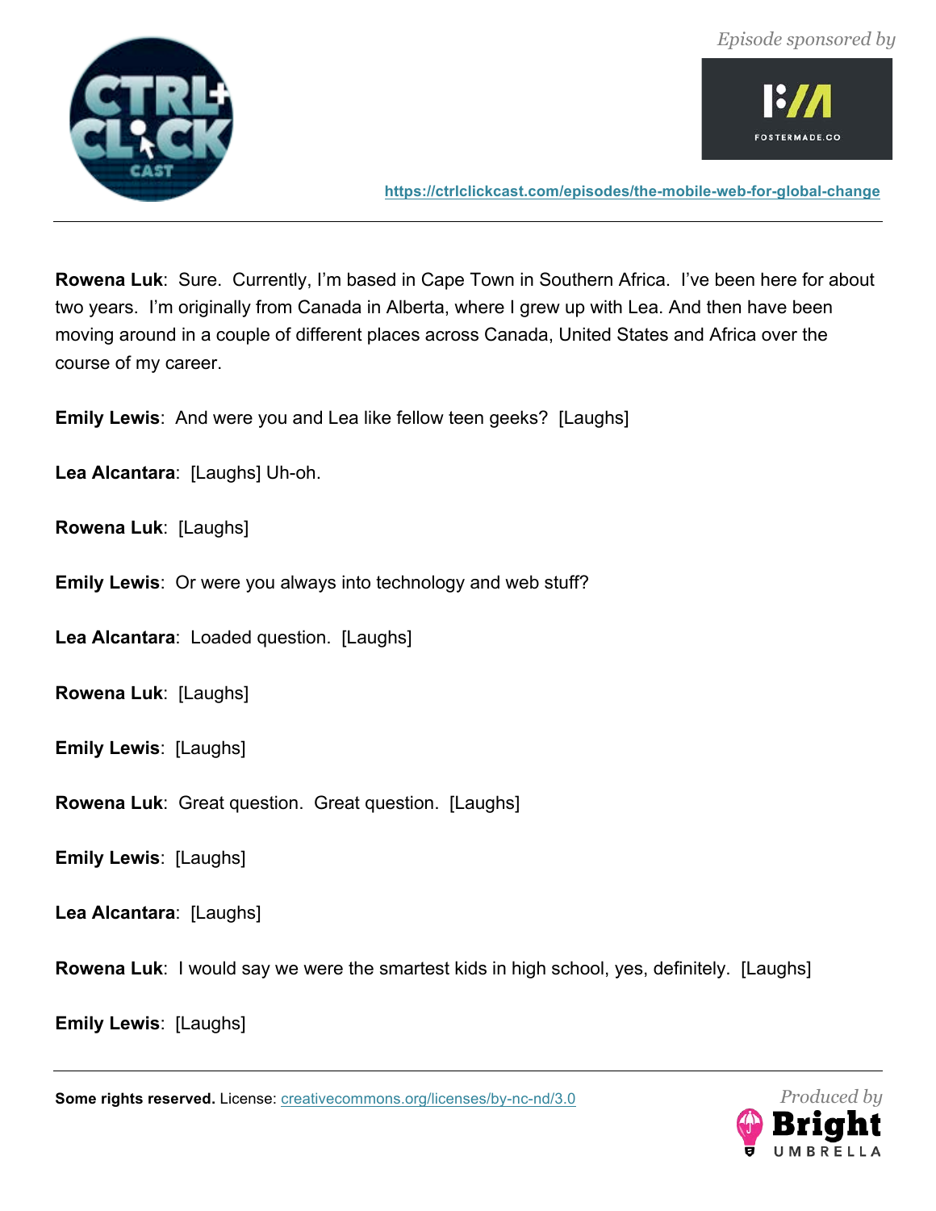**Rowena Luk**: Sure. Currently, I'm based in Cape Town in Southern Africa. I've been here for about two years. I'm originally from Canada in Alberta, where I grew up with Lea. And then have been moving around in a couple of different places across Canada, United States and Africa over the course of my career.

**Emily Lewis**: And were you and Lea like fellow teen geeks? [Laughs]

**Lea Alcantara**: [Laughs] Uh-oh.

**Rowena Luk**: [Laughs]

**Emily Lewis**: Or were you always into technology and web stuff?

**Lea Alcantara**: Loaded question. [Laughs]

**Rowena Luk**: [Laughs]

**Emily Lewis**: [Laughs]

**Rowena Luk**: Great question. Great question. [Laughs]

**Emily Lewis**: [Laughs]

**Lea Alcantara**: [Laughs]

**Rowena Luk**: I would say we were the smartest kids in high school, yes, definitely. [Laughs]

**Emily Lewis**: [Laughs]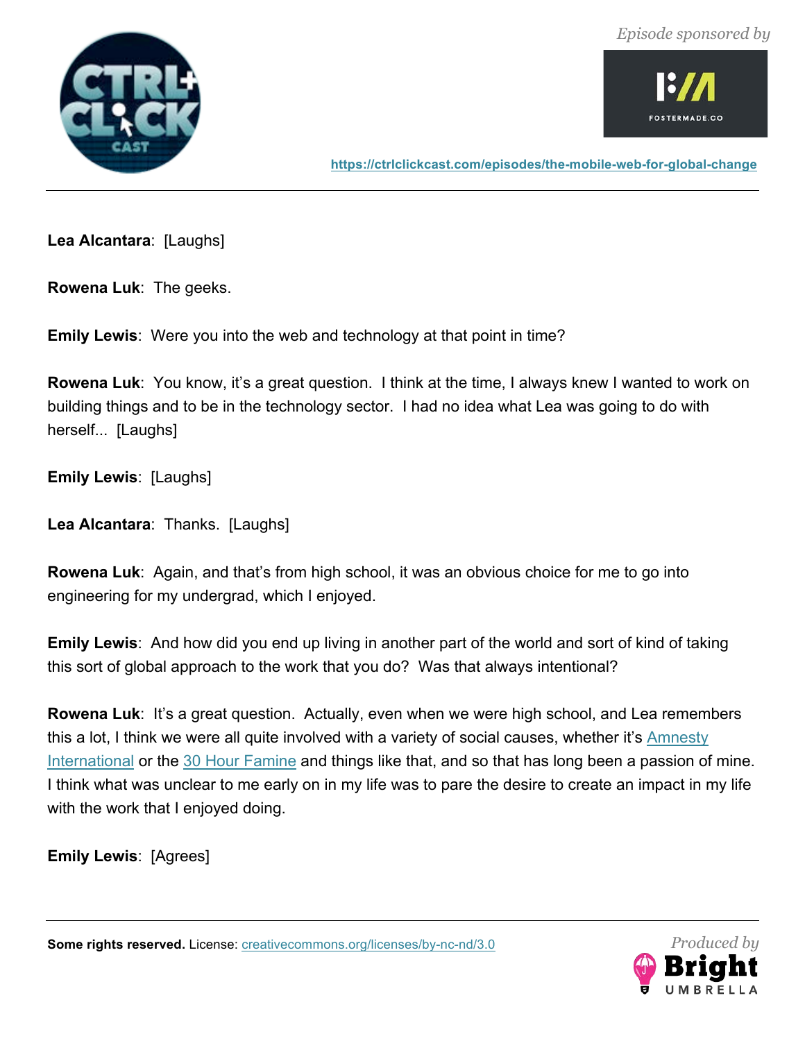**Lea Alcantara**: [Laughs]

**Rowena Luk**: The geeks.

**Emily Lewis**: Were you into the web and technology at that point in time?

**Rowena Luk**: You know, it's a great question. I think at the time, I always knew I wanted to work on building things and to be in the technology sector. I had no idea what Lea was going to do with herself... [Laughs]

**Emily Lewis**: [Laughs]

**Lea Alcantara**: Thanks. [Laughs]

**Rowena Luk**: Again, and that's from high school, it was an obvious choice for me to go into engineering for my undergrad, which I enjoyed.

**Emily Lewis**: And how did you end up living in another part of the world and sort of kind of taking this sort of global approach to the work that you do? Was that always intentional?

**Rowena Luk**: It's a great question. Actually, even when we were high school, and Lea remembers this a lot, I think we were all quite involved with a variety of social causes, whether it's [Amnesty International](Amnesty International) or the [30 Hour Famine](30 Hour Famine) and things like that, and so that has long been a passion of mine. I think what was unclear to me early on in my life was to pare the desire to create an impact in my life with the work that I enjoyed doing.

**Emily Lewis**: [Agrees]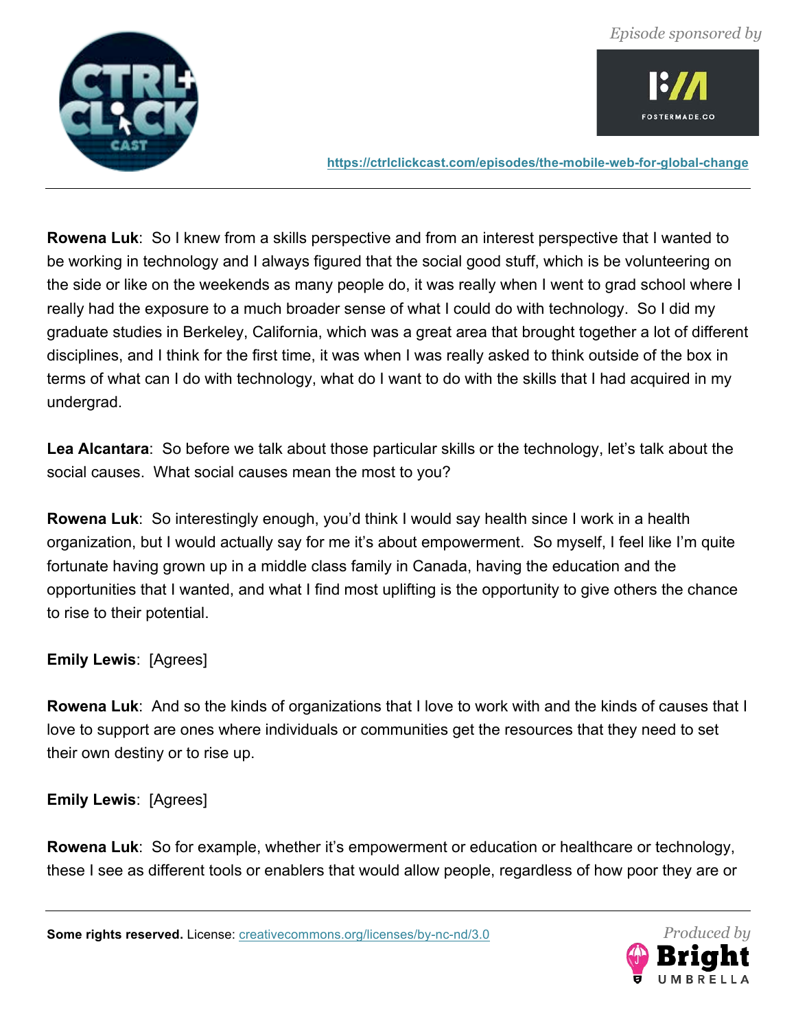**Rowena Luk**: So I knew from a skills perspective and from an interest perspective that I wanted to be working in technology and I always figured that the social good stuff, which is be volunteering on the side or like on the weekends as many people do, it was really when I went to grad school where I really had the exposure to a much broader sense of what I could do with technology. So I did my graduate studies in Berkeley, California, which was a great area that brought together a lot of different disciplines, and I think for the first time, it was when I was really asked to think outside of the box in terms of what can I do with technology, what do I want to do with the skills that I had acquired in my undergrad.

**Lea Alcantara**: So before we talk about those particular skills or the technology, let's talk about the social causes. What social causes mean the most to you?

**Rowena Luk**: So interestingly enough, you'd think I would say health since I work in a health organization, but I would actually say for me it's about empowerment. So myself, I feel like I'm quite fortunate having grown up in a middle class family in Canada, having the education and the opportunities that I wanted, and what I find most uplifting is the opportunity to give others the chance to rise to their potential.

**Emily Lewis**: [Agrees]

**Rowena Luk**: And so the kinds of organizations that I love to work with and the kinds of causes that I love to support are ones where individuals or communities get the resources that they need to set their own destiny or to rise up.

**Emily Lewis**: [Agrees]

**Rowena Luk**: So for example, whether it's empowerment or education or healthcare or technology, these I see as different tools or enablers that would allow people, regardless of how poor they are or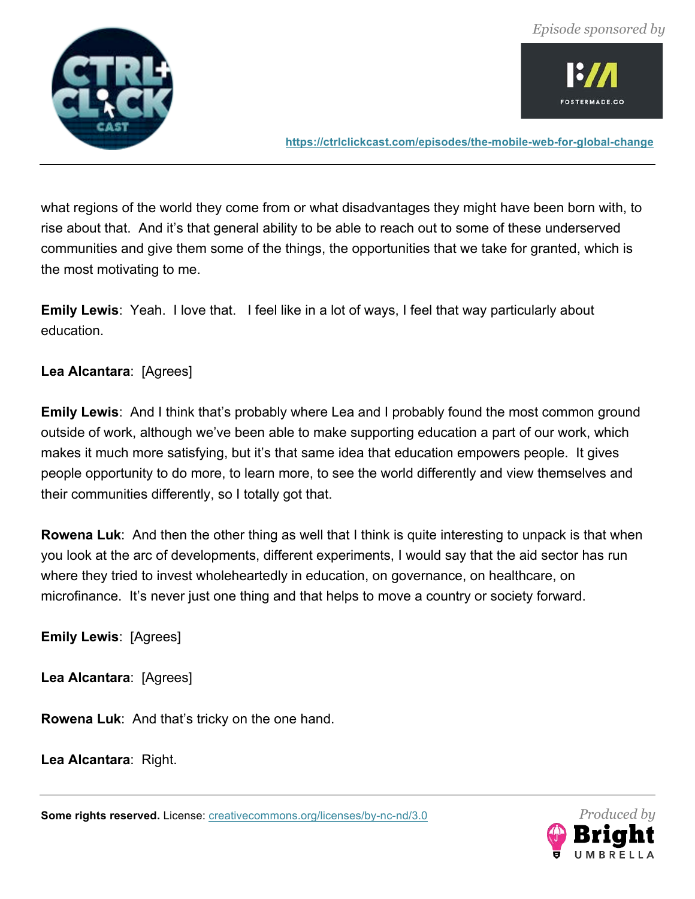what regions of the world they come from or what disadvantages they might have been born with, to rise about that. And it's that general ability to be able to reach out to some of these underserved communities and give them some of the things, the opportunities that we take for granted, which is the most motivating to me.

**Emily Lewis**: Yeah. I love that. I feel like in a lot of ways, I feel that way particularly about education.

**Lea Alcantara**: [Agrees]

**Emily Lewis**: And I think that's probably where Lea and I probably found the most common ground outside of work, although we've been able to make supporting education a part of our work, which makes it much more satisfying, but it's that same idea that education empowers people. It gives people opportunity to do more, to learn more, to see the world differently and view themselves and their communities differently, so I totally got that.

**Rowena Luk**: And then the other thing as well that I think is quite interesting to unpack is that when you look at the arc of developments, different experiments, I would say that the aid sector has run where they tried to invest wholeheartedly in education, on governance, on healthcare, on microfinance. It's never just one thing and that helps to move a country or society forward.

**Emily Lewis**: [Agrees]

**Lea Alcantara**: [Agrees]

**Rowena Luk**: And that's tricky on the one hand.

**Lea Alcantara**: Right.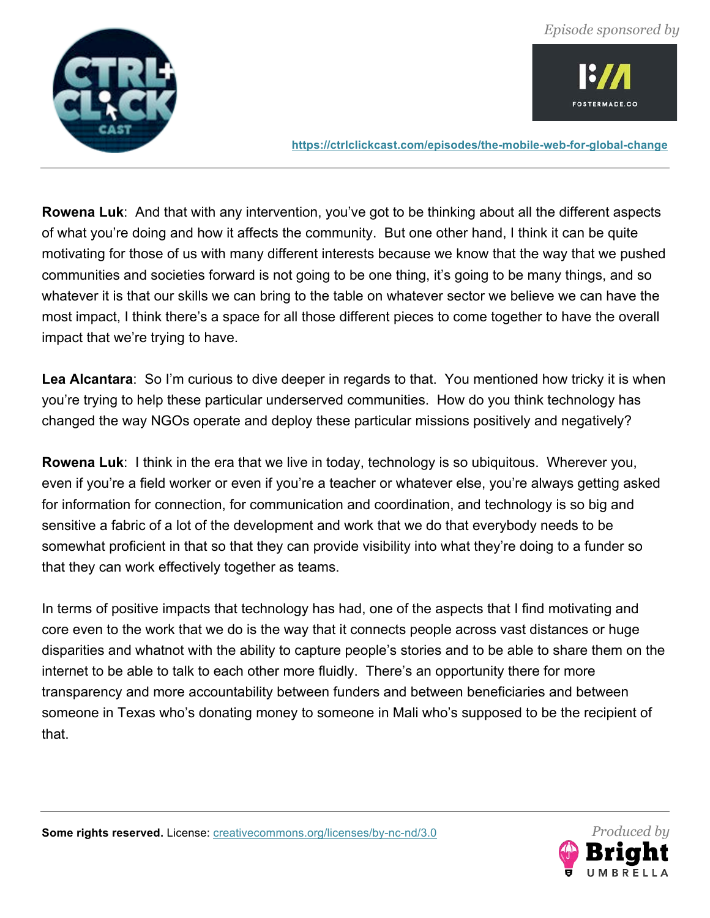**Rowena Luk**: And that with any intervention, you've got to be thinking about all the different aspects of what you're doing and how it affects the community. But one other hand, I think it can be quite motivating for those of us with many different interests because we know that the way that we pushed communities and societies forward is not going to be one thing, it's going to be many things, and so whatever it is that our skills we can bring to the table on whatever sector we believe we can have the most impact, I think there's a space for all those different pieces to come together to have the overall impact that we're trying to have.

**Lea Alcantara**: So I'm curious to dive deeper in regards to that. You mentioned how tricky it is when you're trying to help these particular underserved communities. How do you think technology has changed the way NGOs operate and deploy these particular missions positively and negatively?

**Rowena Luk**: I think in the era that we live in today, technology is so ubiquitous. Wherever you, even if you're a field worker or even if you're a teacher or whatever else, you're always getting asked for information for connection, for communication and coordination, and technology is so big and sensitive a fabric of a lot of the development and work that we do that everybody needs to be somewhat proficient in that so that they can provide visibility into what they're doing to a funder so that they can work effectively together as teams.

In terms of positive impacts that technology has had, one of the aspects that I find motivating and core even to the work that we do is the way that it connects people across vast distances or huge disparities and whatnot with the ability to capture people's stories and to be able to share them on the internet to be able to talk to each other more fluidly. There's an opportunity there for more transparency and more accountability between funders and between beneficiaries and between someone in Texas who's donating money to someone in Mali who's supposed to be the recipient of that.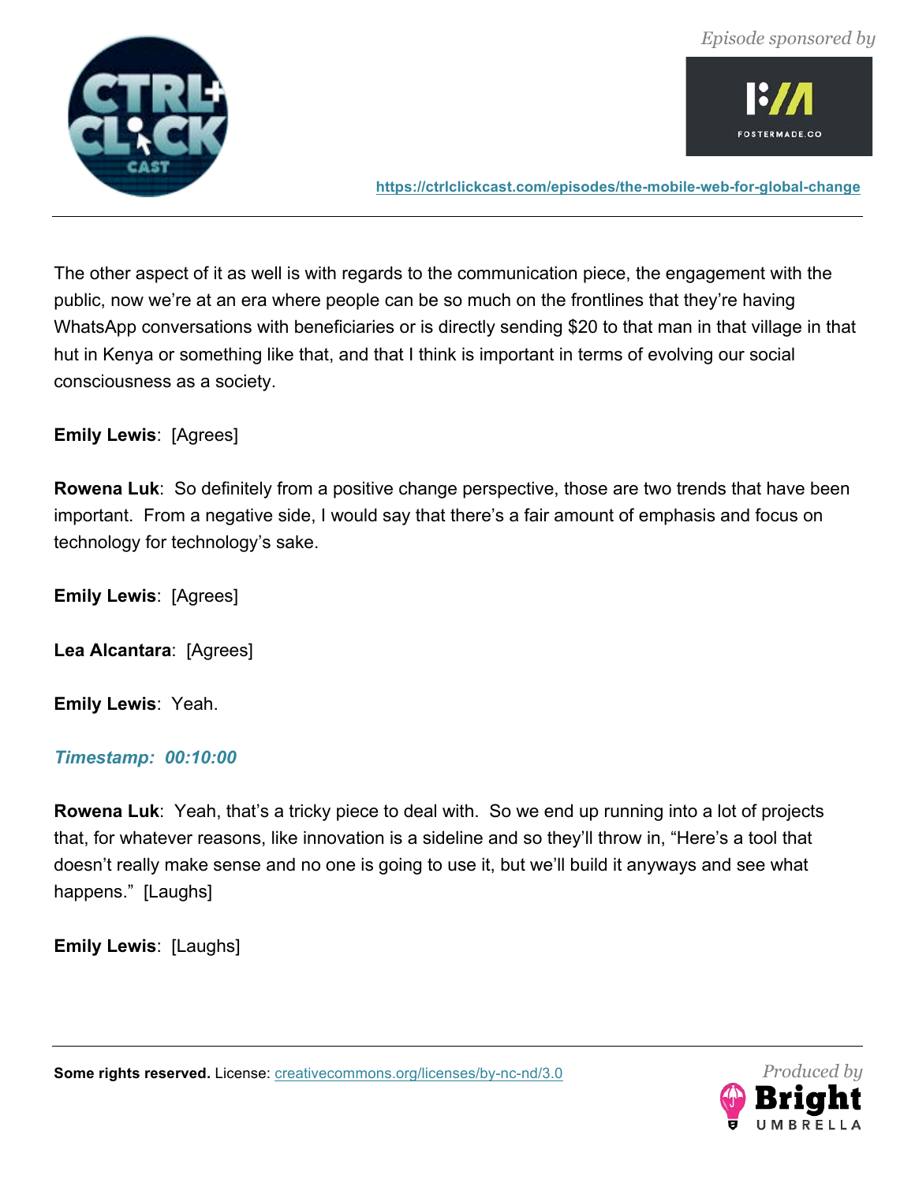The other aspect of it as well is with regards to the communication piece, the engagement with the public, now we're at an era where people can be so much on the frontlines that they're having WhatsApp conversations with beneficiaries or is directly sending $20 to that man in that village in that hut in Kenya or something like that, and that I think is important in terms of evolving our social consciousness as a society.

**Emily Lewis**: [Agrees]

**Rowena Luk**: So definitely from a positive change perspective, those are two trends that have been important. From a negative side, I would say that there's a fair amount of emphasis and focus on technology for technology's sake.

**Emily Lewis**: [Agrees]

**Lea Alcantara**: [Agrees]

**Emily Lewis**: Yeah.

***Timestamp: 00:10:00***

**Rowena Luk**: Yeah, that's a tricky piece to deal with. So we end up running into a lot of projects that, for whatever reasons, like innovation is a sideline and so they'll throw in, "Here's a tool that doesn't really make sense and no one is going to use it, but we'll build it anyways and see what happens." [Laughs]

**Emily Lewis**: [Laughs]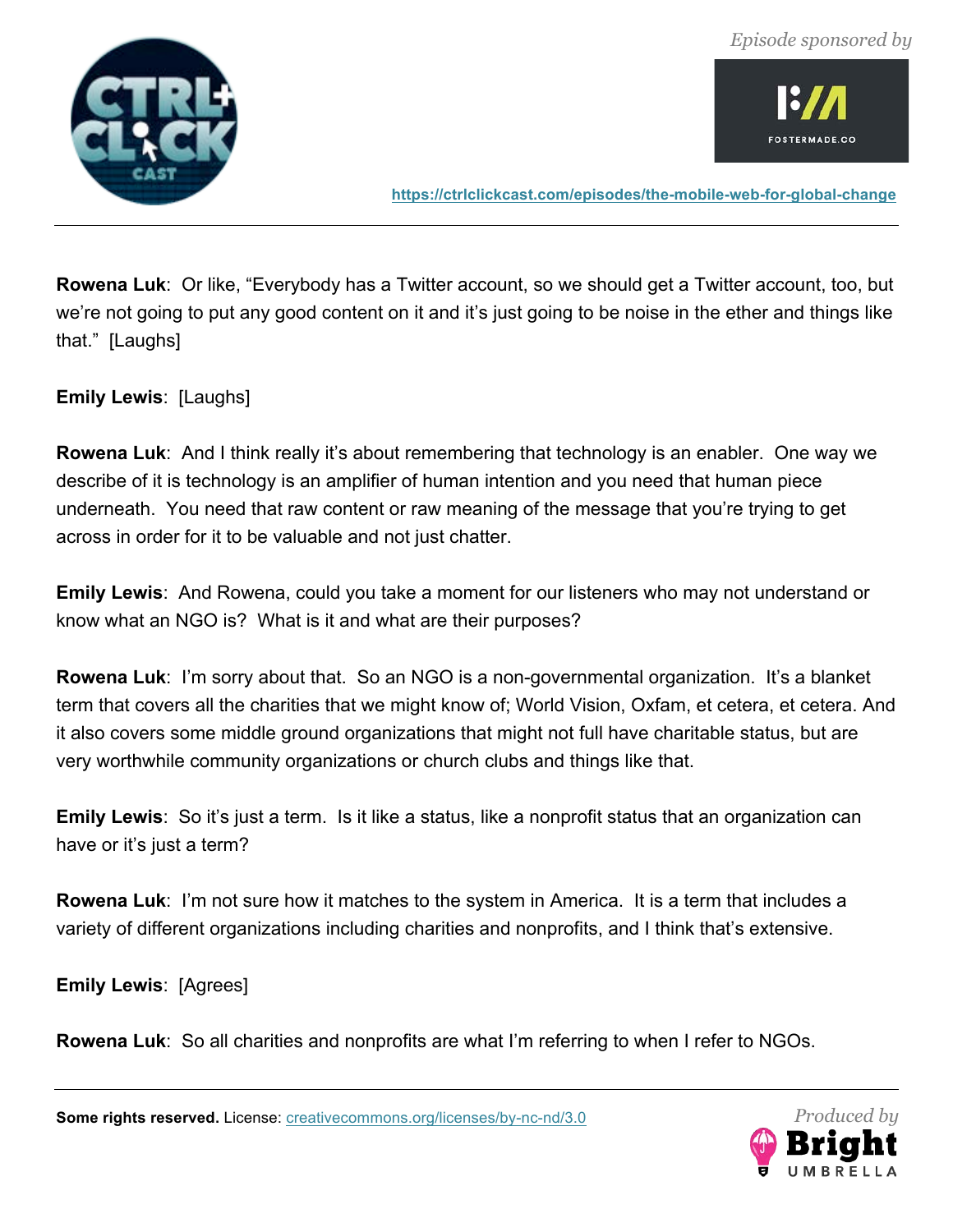**Rowena Luk**: Or like, "Everybody has a Twitter account, so we should get a Twitter account, too, but we're not going to put any good content on it and it's just going to be noise in the ether and things like that." [Laughs]

**Emily Lewis**: [Laughs]

**Rowena Luk**: And I think really it's about remembering that technology is an enabler. One way we describe of it is technology is an amplifier of human intention and you need that human piece underneath. You need that raw content or raw meaning of the message that you're trying to get across in order for it to be valuable and not just chatter.

**Emily Lewis**: And Rowena, could you take a moment for our listeners who may not understand or know what an NGO is? What is it and what are their purposes?

**Rowena Luk**: I'm sorry about that. So an NGO is a non-governmental organization. It's a blanket term that covers all the charities that we might know of; World Vision, Oxfam, et cetera, et cetera. And it also covers some middle ground organizations that might not full have charitable status, but are very worthwhile community organizations or church clubs and things like that.

**Emily Lewis**: So it's just a term. Is it like a status, like a nonprofit status that an organization can have or it's just a term?

**Rowena Luk**: I'm not sure how it matches to the system in America. It is a term that includes a variety of different organizations including charities and nonprofits, and I think that's extensive.

**Emily Lewis**: [Agrees]

**Rowena Luk**: So all charities and nonprofits are what I'm referring to when I refer to NGOs.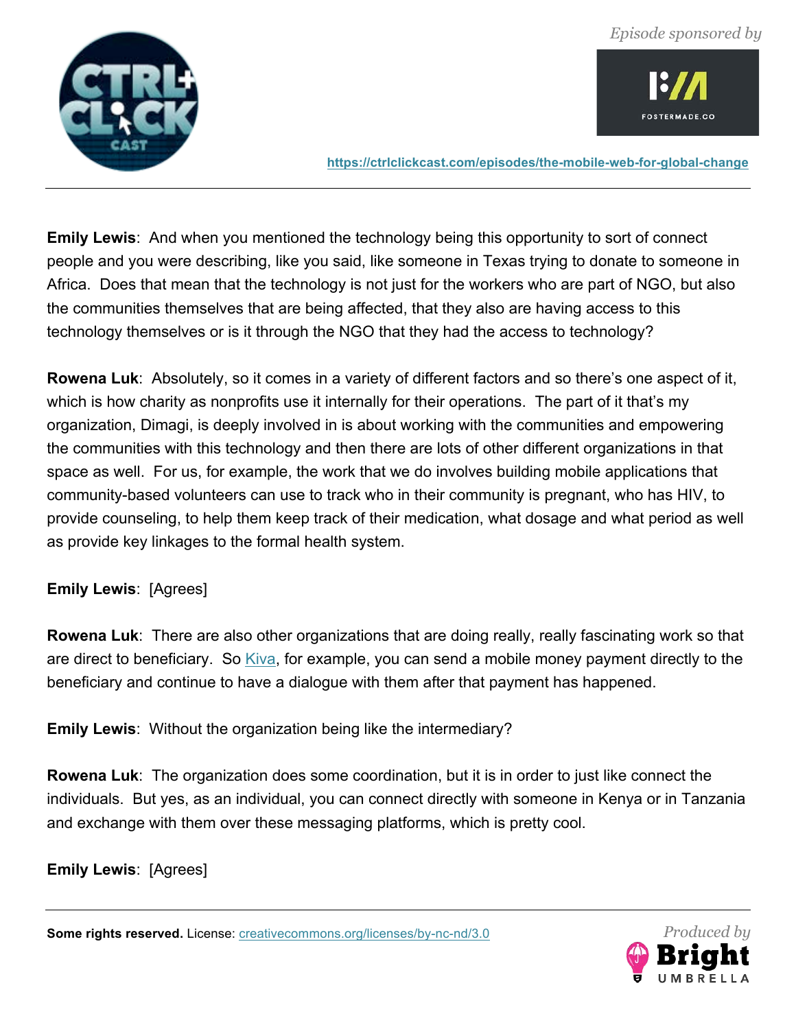**Emily Lewis**: And when you mentioned the technology being this opportunity to sort of connect people and you were describing, like you said, like someone in Texas trying to donate to someone in Africa. Does that mean that the technology is not just for the workers who are part of NGO, but also the communities themselves that are being affected, that they also are having access to this technology themselves or is it through the NGO that they had the access to technology?

**Rowena Luk**: Absolutely, so it comes in a variety of different factors and so there's one aspect of it, which is how charity as nonprofits use it internally for their operations. The part of it that's my organization, Dimagi, is deeply involved in is about working with the communities and empowering the communities with this technology and then there are lots of other different organizations in that space as well. For us, for example, the work that we do involves building mobile applications that community-based volunteers can use to track who in their community is pregnant, who has HIV, to provide counseling, to help them keep track of their medication, what dosage and what period as well as provide key linkages to the formal health system.

**Emily Lewis**: [Agrees]

**Rowena Luk**: There are also other organizations that are doing really, really fascinating work so that are direct to beneficiary. So Kiva, for example, you can send a mobile money payment directly to the beneficiary and continue to have a dialogue with them after that payment has happened.

**Emily Lewis**: Without the organization being like the intermediary?

**Rowena Luk**: The organization does some coordination, but it is in order to just like connect the individuals. But yes, as an individual, you can connect directly with someone in Kenya or in Tanzania and exchange with them over these messaging platforms, which is pretty cool.

**Emily Lewis**: [Agrees]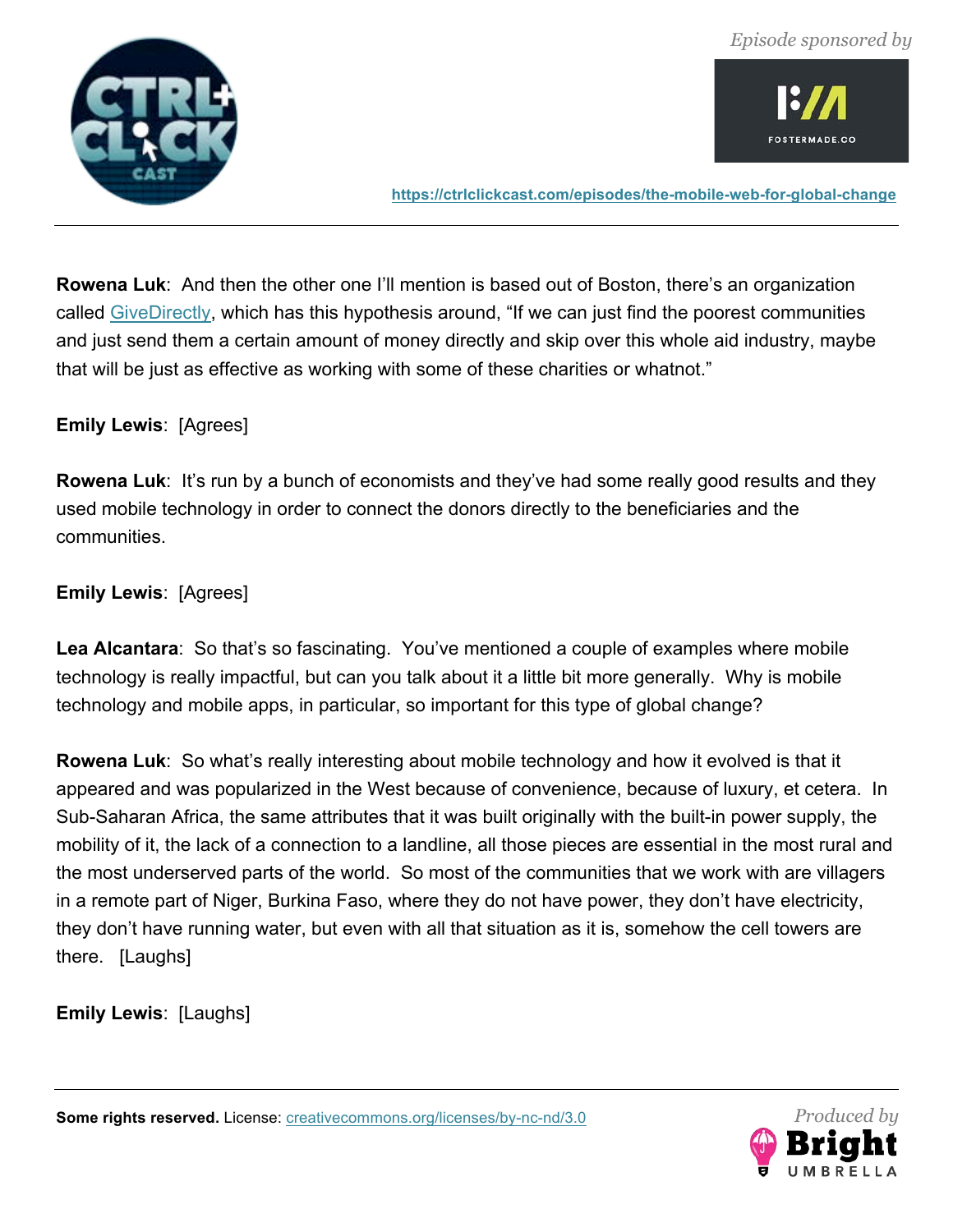**Rowena Luk**: And then the other one I'll mention is based out of Boston, there's an organization called GiveDirectly, which has this hypothesis around, "If we can just find the poorest communities and just send them a certain amount of money directly and skip over this whole aid industry, maybe that will be just as effective as working with some of these charities or whatnot."

**Emily Lewis**: [Agrees]

**Rowena Luk**: It's run by a bunch of economists and they've had some really good results and they used mobile technology in order to connect the donors directly to the beneficiaries and the communities.

**Emily Lewis**: [Agrees]

**Lea Alcantara**: So that's so fascinating. You've mentioned a couple of examples where mobile technology is really impactful, but can you talk about it a little bit more generally. Why is mobile technology and mobile apps, in particular, so important for this type of global change?

**Rowena Luk**: So what's really interesting about mobile technology and how it evolved is that it appeared and was popularized in the West because of convenience, because of luxury, et cetera. In Sub-Saharan Africa, the same attributes that it was built originally with the built-in power supply, the mobility of it, the lack of a connection to a landline, all those pieces are essential in the most rural and the most underserved parts of the world. So most of the communities that we work with are villagers in a remote part of Niger, Burkina Faso, where they do not have power, they don't have electricity, they don't have running water, but even with all that situation as it is, somehow the cell towers are there. [Laughs]

**Emily Lewis**: [Laughs]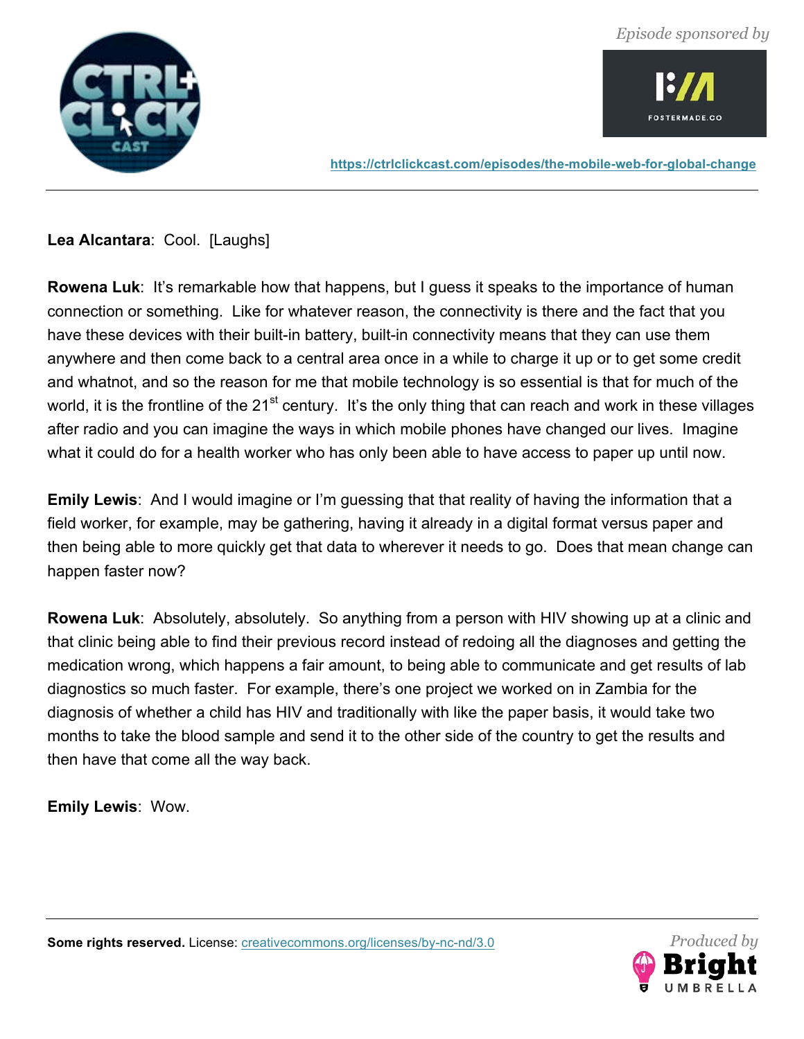**Lea Alcantara**: Cool. [Laughs]

**Rowena Luk**: It's remarkable how that happens, but I guess it speaks to the importance of human connection or something. Like for whatever reason, the connectivity is there and the fact that you have these devices with their built-in battery, built-in connectivity means that they can use them anywhere and then come back to a central area once in a while to charge it up or to get some credit and whatnot, and so the reason for me that mobile technology is so essential is that for much of the world, it is the frontline of the 21st century. It's the only thing that can reach and work in these villages after radio and you can imagine the ways in which mobile phones have changed our lives. Imagine what it could do for a health worker who has only been able to have access to paper up until now.

**Emily Lewis**: And I would imagine or I'm guessing that that reality of having the information that a field worker, for example, may be gathering, having it already in a digital format versus paper and then being able to more quickly get that data to wherever it needs to go. Does that mean change can happen faster now?

**Rowena Luk**: Absolutely, absolutely. So anything from a person with HIV showing up at a clinic and that clinic being able to find their previous record instead of redoing all the diagnoses and getting the medication wrong, which happens a fair amount, to being able to communicate and get results of lab diagnostics so much faster. For example, there's one project we worked on in Zambia for the diagnosis of whether a child has HIV and traditionally with like the paper basis, it would take two months to take the blood sample and send it to the other side of the country to get the results and then have that come all the way back.

**Emily Lewis**: Wow.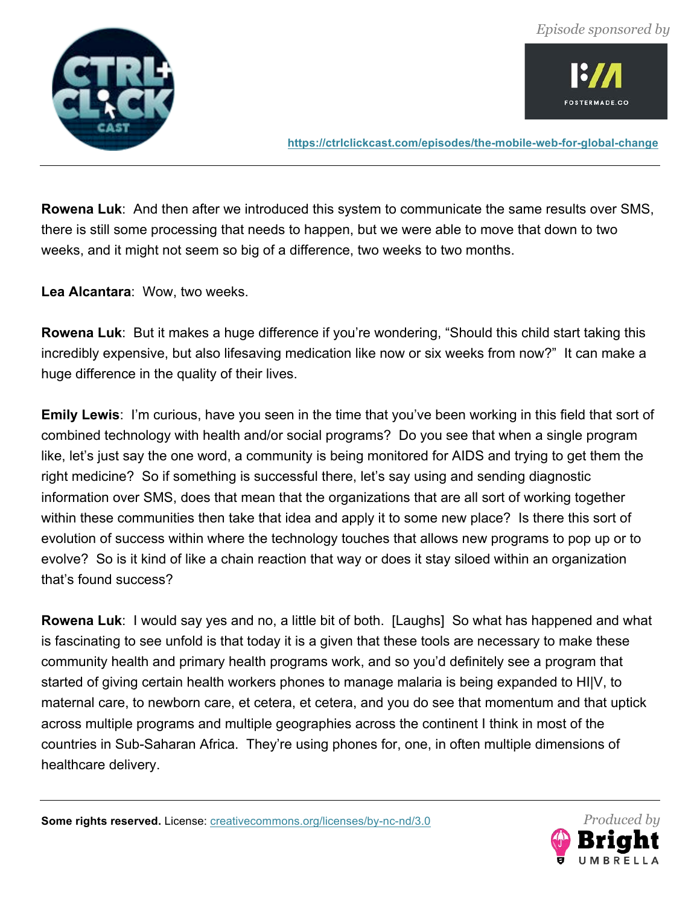**Rowena Luk**: And then after we introduced this system to communicate the same results over SMS, there is still some processing that needs to happen, but we were able to move that down to two weeks, and it might not seem so big of a difference, two weeks to two months.

**Lea Alcantara**: Wow, two weeks.

**Rowena Luk**: But it makes a huge difference if you're wondering, "Should this child start taking this incredibly expensive, but also lifesaving medication like now or six weeks from now?" It can make a huge difference in the quality of their lives.

**Emily Lewis**: I'm curious, have you seen in the time that you've been working in this field that sort of combined technology with health and/or social programs? Do you see that when a single program like, let's just say the one word, a community is being monitored for AIDS and trying to get them the right medicine? So if something is successful there, let's say using and sending diagnostic information over SMS, does that mean that the organizations that are all sort of working together within these communities then take that idea and apply it to some new place? Is there this sort of evolution of success within where the technology touches that allows new programs to pop up or to evolve? So is it kind of like a chain reaction that way or does it stay siloed within an organization that's found success?

**Rowena Luk**: I would say yes and no, a little bit of both. [Laughs] So what has happened and what is fascinating to see unfold is that today it is a given that these tools are necessary to make these community health and primary health programs work, and so you'd definitely see a program that started of giving certain health workers phones to manage malaria is being expanded to HI|V, to maternal care, to newborn care, et cetera, et cetera, and you do see that momentum and that uptick across multiple programs and multiple geographies across the continent I think in most of the countries in Sub-Saharan Africa. They're using phones for, one, in often multiple dimensions of healthcare delivery.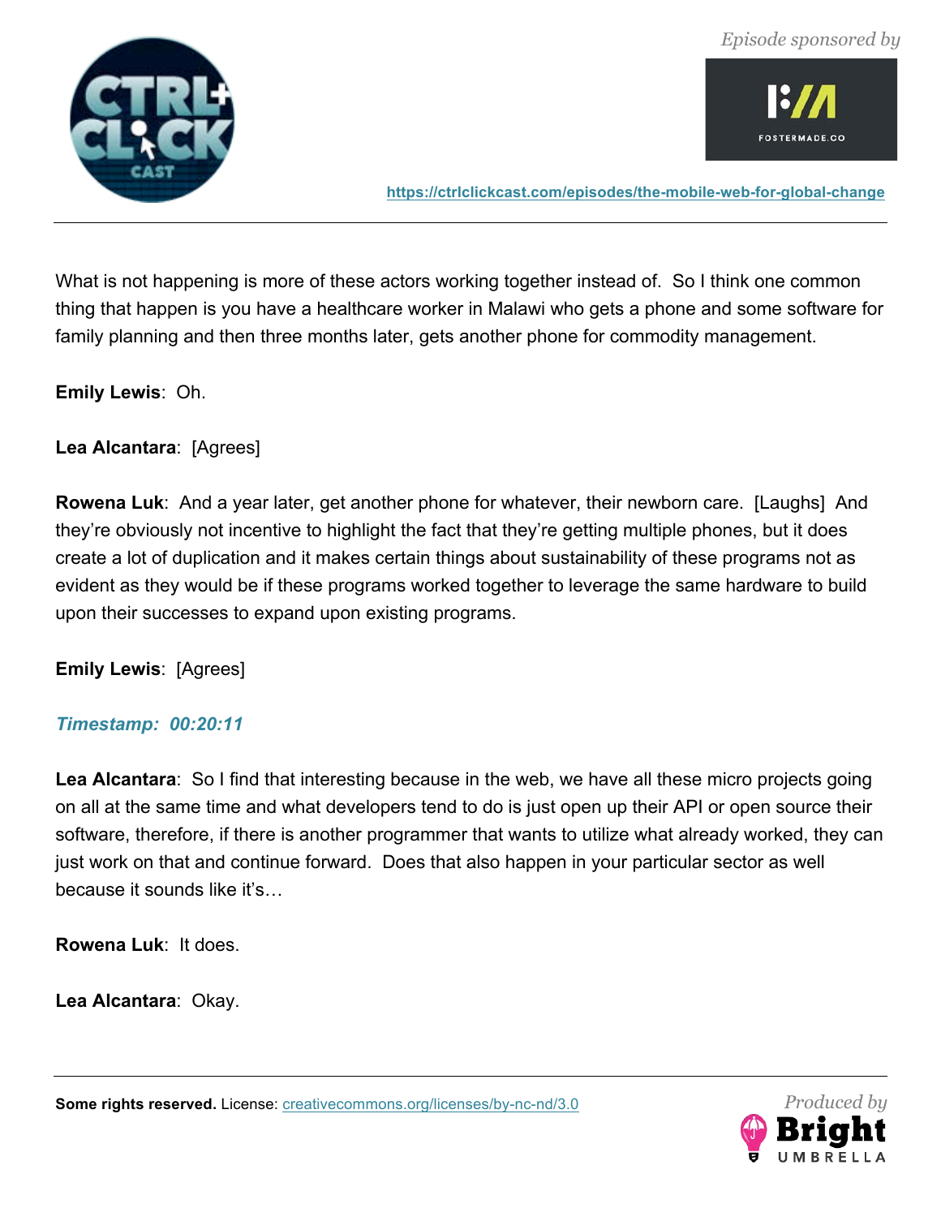What is not happening is more of these actors working together instead of. So I think one common thing that happen is you have a healthcare worker in Malawi who gets a phone and some software for family planning and then three months later, gets another phone for commodity management.

**Emily Lewis**: Oh.

**Lea Alcantara**: [Agrees]

**Rowena Luk**: And a year later, get another phone for whatever, their newborn care. [Laughs] And they're obviously not incentive to highlight the fact that they're getting multiple phones, but it does create a lot of duplication and it makes certain things about sustainability of these programs not as evident as they would be if these programs worked together to leverage the same hardware to build upon their successes to expand upon existing programs.

**Emily Lewis**: [Agrees]

***Timestamp: 00:20:11***

**Lea Alcantara**: So I find that interesting because in the web, we have all these micro projects going on all at the same time and what developers tend to do is just open up their API or open source their software, therefore, if there is another programmer that wants to utilize what already worked, they can just work on that and continue forward. Does that also happen in your particular sector as well because it sounds like it's…

**Rowena Luk**: It does.

**Lea Alcantara**: Okay.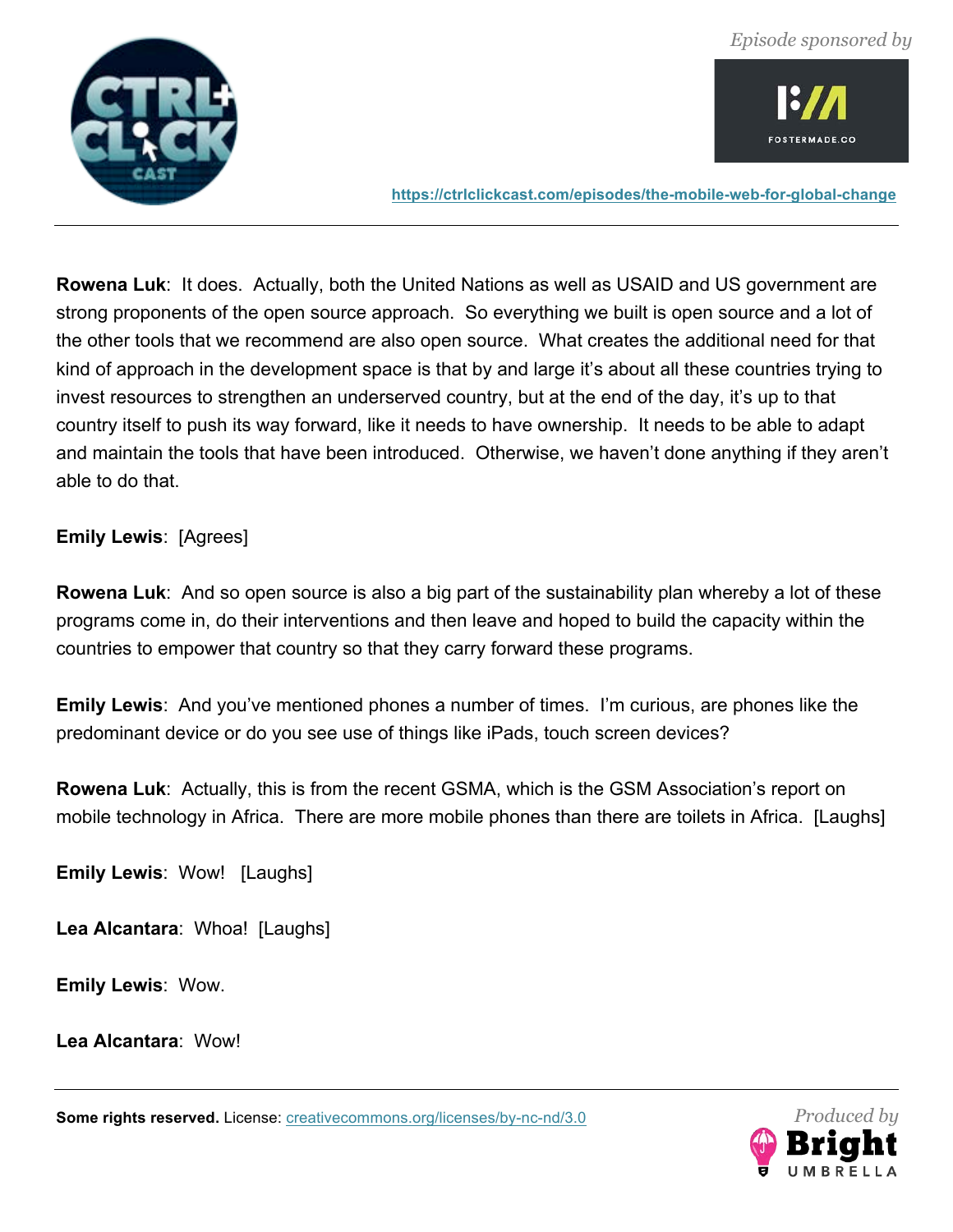**Rowena Luk**: It does. Actually, both the United Nations as well as USAID and US government are strong proponents of the open source approach. So everything we built is open source and a lot of the other tools that we recommend are also open source. What creates the additional need for that kind of approach in the development space is that by and large it's about all these countries trying to invest resources to strengthen an underserved country, but at the end of the day, it's up to that country itself to push its way forward, like it needs to have ownership. It needs to be able to adapt and maintain the tools that have been introduced. Otherwise, we haven't done anything if they aren't able to do that.

**Emily Lewis**: [Agrees]

**Rowena Luk**: And so open source is also a big part of the sustainability plan whereby a lot of these programs come in, do their interventions and then leave and hoped to build the capacity within the countries to empower that country so that they carry forward these programs.

**Emily Lewis**: And you've mentioned phones a number of times. I'm curious, are phones like the predominant device or do you see use of things like iPads, touch screen devices?

**Rowena Luk**: Actually, this is from the recent GSMA, which is the GSM Association's report on mobile technology in Africa. There are more mobile phones than there are toilets in Africa. [Laughs]

**Emily Lewis**: Wow! [Laughs]

**Lea Alcantara**: Whoa! [Laughs]

**Emily Lewis**: Wow.

**Lea Alcantara**: Wow!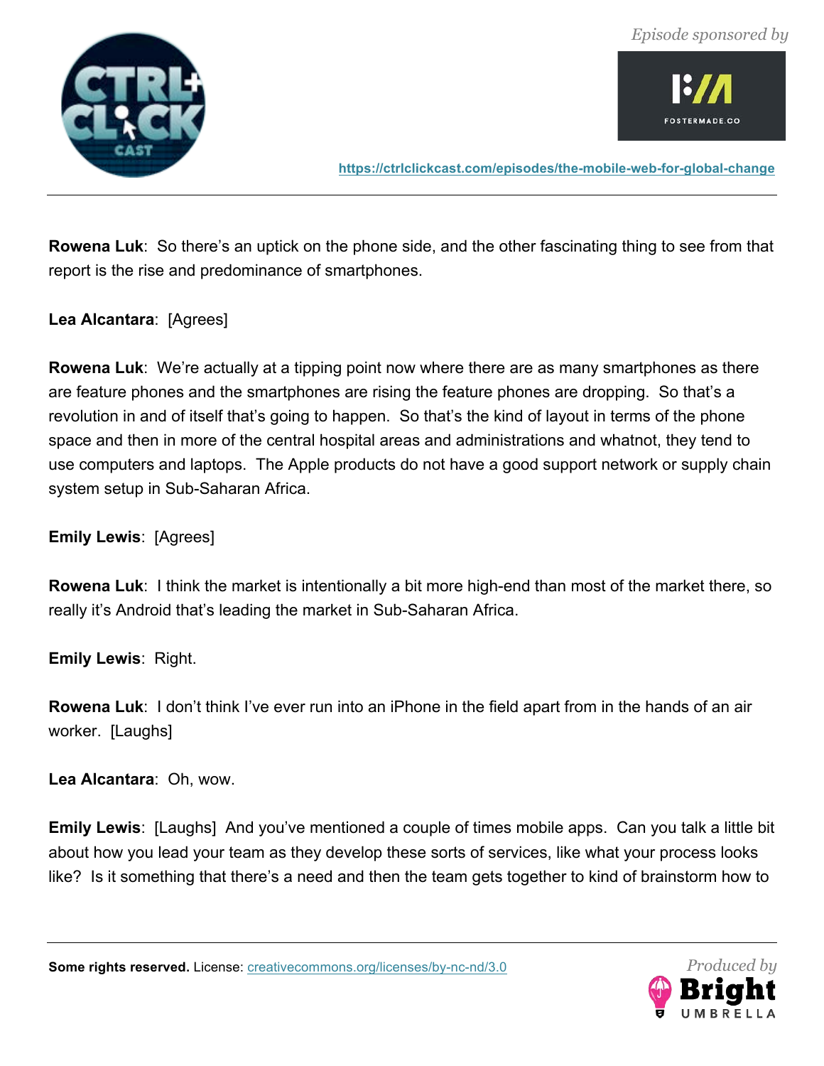**Rowena Luk**: So there's an uptick on the phone side, and the other fascinating thing to see from that report is the rise and predominance of smartphones.

**Lea Alcantara**: [Agrees]

**Rowena Luk**: We're actually at a tipping point now where there are as many smartphones as there are feature phones and the smartphones are rising the feature phones are dropping. So that's a revolution in and of itself that's going to happen. So that's the kind of layout in terms of the phone space and then in more of the central hospital areas and administrations and whatnot, they tend to use computers and laptops. The Apple products do not have a good support network or supply chain system setup in Sub-Saharan Africa.

**Emily Lewis**: [Agrees]

**Rowena Luk**: I think the market is intentionally a bit more high-end than most of the market there, so really it's Android that's leading the market in Sub-Saharan Africa.

**Emily Lewis**: Right.

**Rowena Luk**: I don't think I've ever run into an iPhone in the field apart from in the hands of an air worker. [Laughs]

**Lea Alcantara**: Oh, wow.

**Emily Lewis**: [Laughs] And you've mentioned a couple of times mobile apps. Can you talk a little bit about how you lead your team as they develop these sorts of services, like what your process looks like? Is it something that there's a need and then the team gets together to kind of brainstorm how to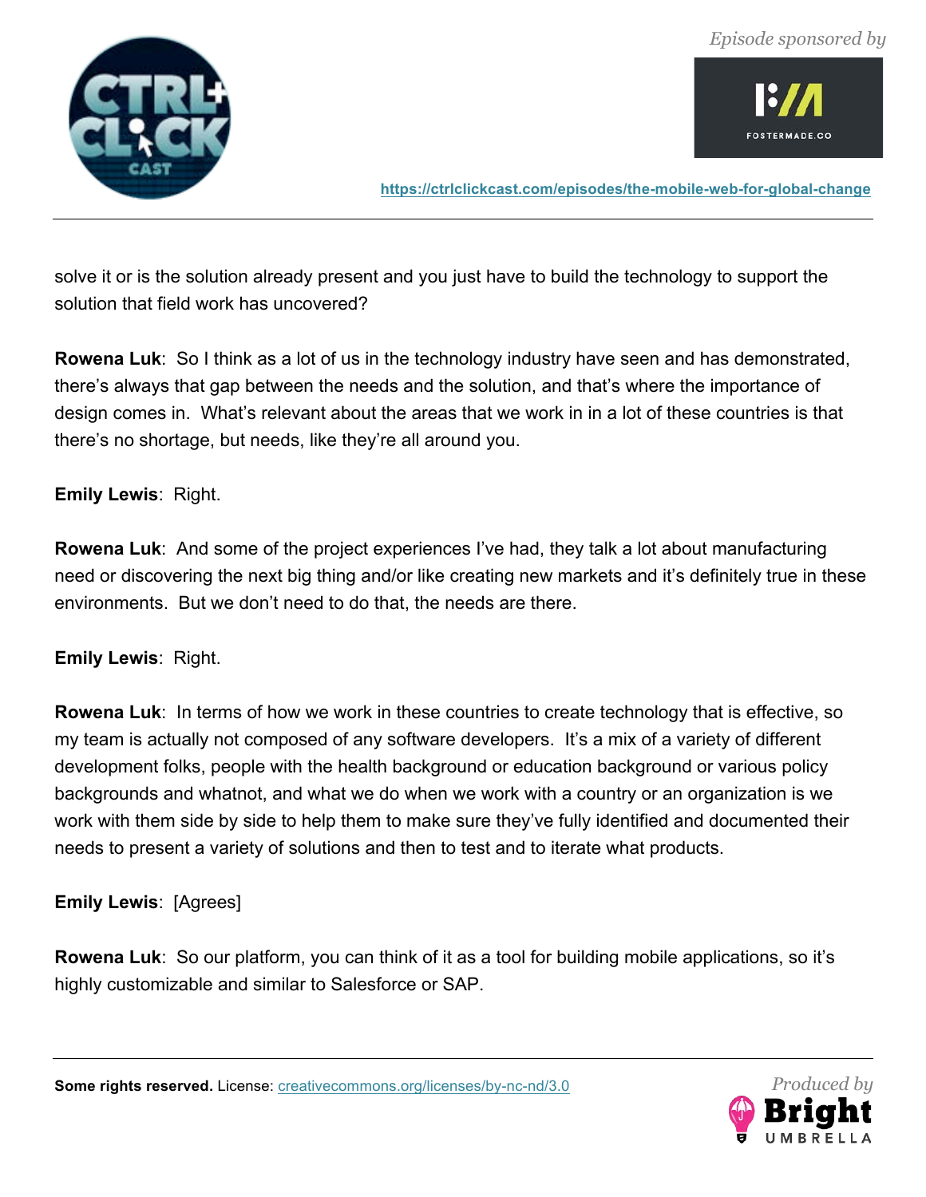solve it or is the solution already present and you just have to build the technology to support the solution that field work has uncovered?

**Rowena Luk**: So I think as a lot of us in the technology industry have seen and has demonstrated, there's always that gap between the needs and the solution, and that's where the importance of design comes in. What's relevant about the areas that we work in in a lot of these countries is that there's no shortage, but needs, like they're all around you.

**Emily Lewis**: Right.

**Rowena Luk**: And some of the project experiences I've had, they talk a lot about manufacturing need or discovering the next big thing and/or like creating new markets and it's definitely true in these environments. But we don't need to do that, the needs are there.

**Emily Lewis**: Right.

**Rowena Luk**: In terms of how we work in these countries to create technology that is effective, so my team is actually not composed of any software developers. It's a mix of a variety of different development folks, people with the health background or education background or various policy backgrounds and whatnot, and what we do when we work with a country or an organization is we work with them side by side to help them to make sure they've fully identified and documented their needs to present a variety of solutions and then to test and to iterate what products.

**Emily Lewis**: [Agrees]

**Rowena Luk**: So our platform, you can think of it as a tool for building mobile applications, so it's highly customizable and similar to Salesforce or SAP.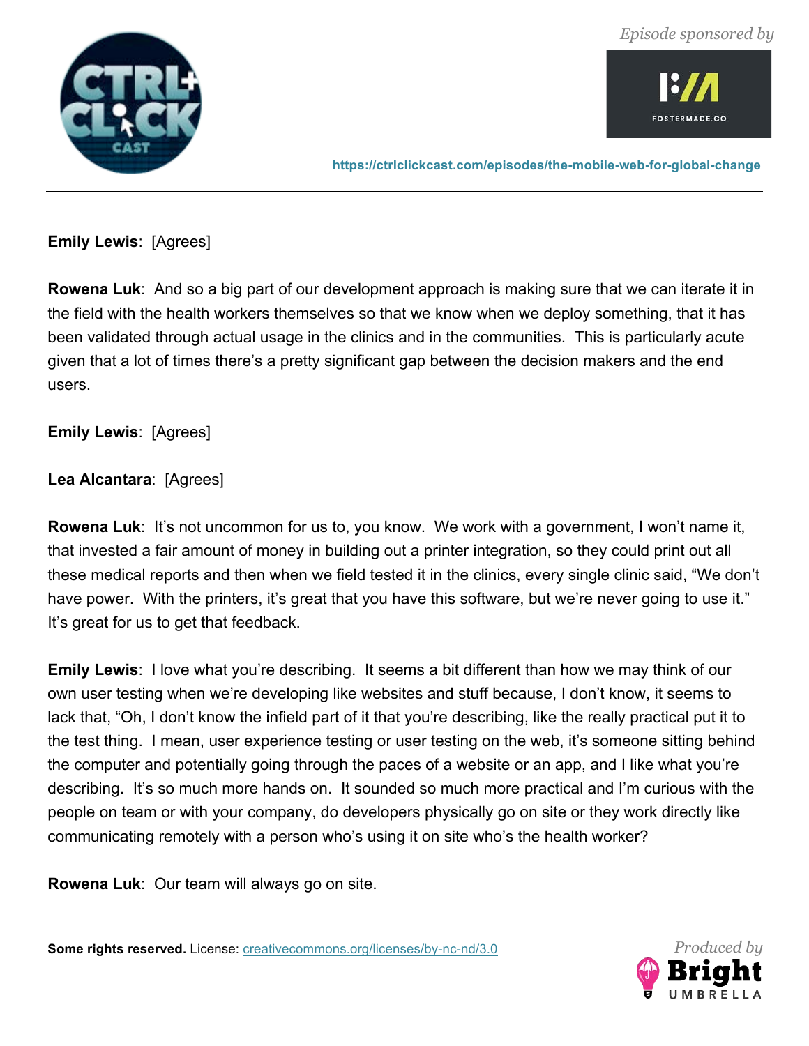**Emily Lewis**: [Agrees]

**Rowena Luk**: And so a big part of our development approach is making sure that we can iterate it in the field with the health workers themselves so that we know when we deploy something, that it has been validated through actual usage in the clinics and in the communities. This is particularly acute given that a lot of times there's a pretty significant gap between the decision makers and the end users.

**Emily Lewis**: [Agrees]

**Lea Alcantara**: [Agrees]

**Rowena Luk**: It's not uncommon for us to, you know. We work with a government, I won't name it, that invested a fair amount of money in building out a printer integration, so they could print out all these medical reports and then when we field tested it in the clinics, every single clinic said, "We don't have power. With the printers, it's great that you have this software, but we're never going to use it." It's great for us to get that feedback.

**Emily Lewis**: I love what you're describing. It seems a bit different than how we may think of our own user testing when we're developing like websites and stuff because, I don't know, it seems to lack that, "Oh, I don't know the infield part of it that you're describing, like the really practical put it to the test thing. I mean, user experience testing or user testing on the web, it's someone sitting behind the computer and potentially going through the paces of a website or an app, and I like what you're describing. It's so much more hands on. It sounded so much more practical and I'm curious with the people on team or with your company, do developers physically go on site or they work directly like communicating remotely with a person who's using it on site who's the health worker?

**Rowena Luk**: Our team will always go on site.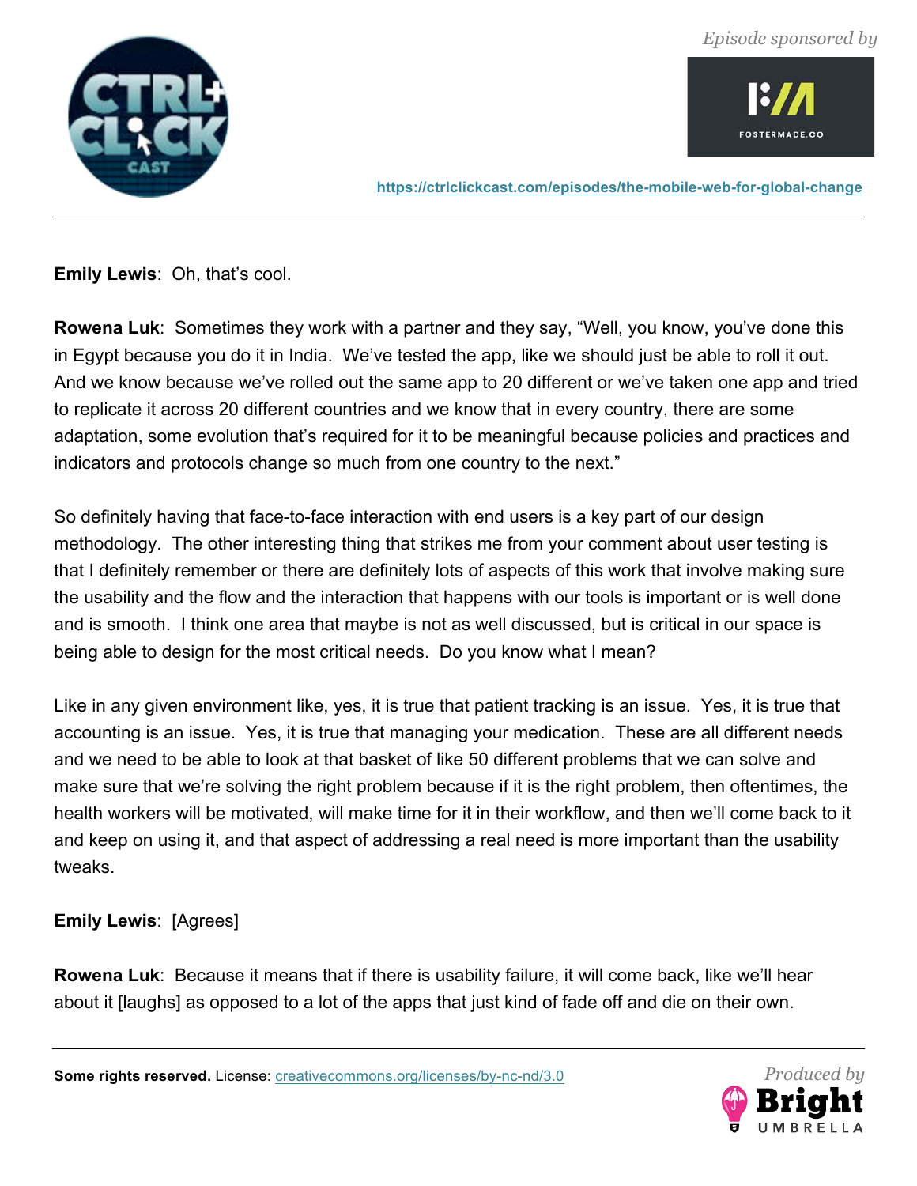**Emily Lewis**: Oh, that's cool.

**Rowena Luk**: Sometimes they work with a partner and they say, "Well, you know, you've done this in Egypt because you do it in India. We've tested the app, like we should just be able to roll it out. And we know because we've rolled out the same app to 20 different or we've taken one app and tried to replicate it across 20 different countries and we know that in every country, there are some adaptation, some evolution that's required for it to be meaningful because policies and practices and indicators and protocols change so much from one country to the next."

So definitely having that face-to-face interaction with end users is a key part of our design methodology. The other interesting thing that strikes me from your comment about user testing is that I definitely remember or there are definitely lots of aspects of this work that involve making sure the usability and the flow and the interaction that happens with our tools is important or is well done and is smooth. I think one area that maybe is not as well discussed, but is critical in our space is being able to design for the most critical needs. Do you know what I mean?

Like in any given environment like, yes, it is true that patient tracking is an issue. Yes, it is true that accounting is an issue. Yes, it is true that managing your medication. These are all different needs and we need to be able to look at that basket of like 50 different problems that we can solve and make sure that we're solving the right problem because if it is the right problem, then oftentimes, the health workers will be motivated, will make time for it in their workflow, and then we'll come back to it and keep on using it, and that aspect of addressing a real need is more important than the usability tweaks.

**Emily Lewis**: [Agrees]

**Rowena Luk**: Because it means that if there is usability failure, it will come back, like we'll hear about it [laughs] as opposed to a lot of the apps that just kind of fade off and die on their own.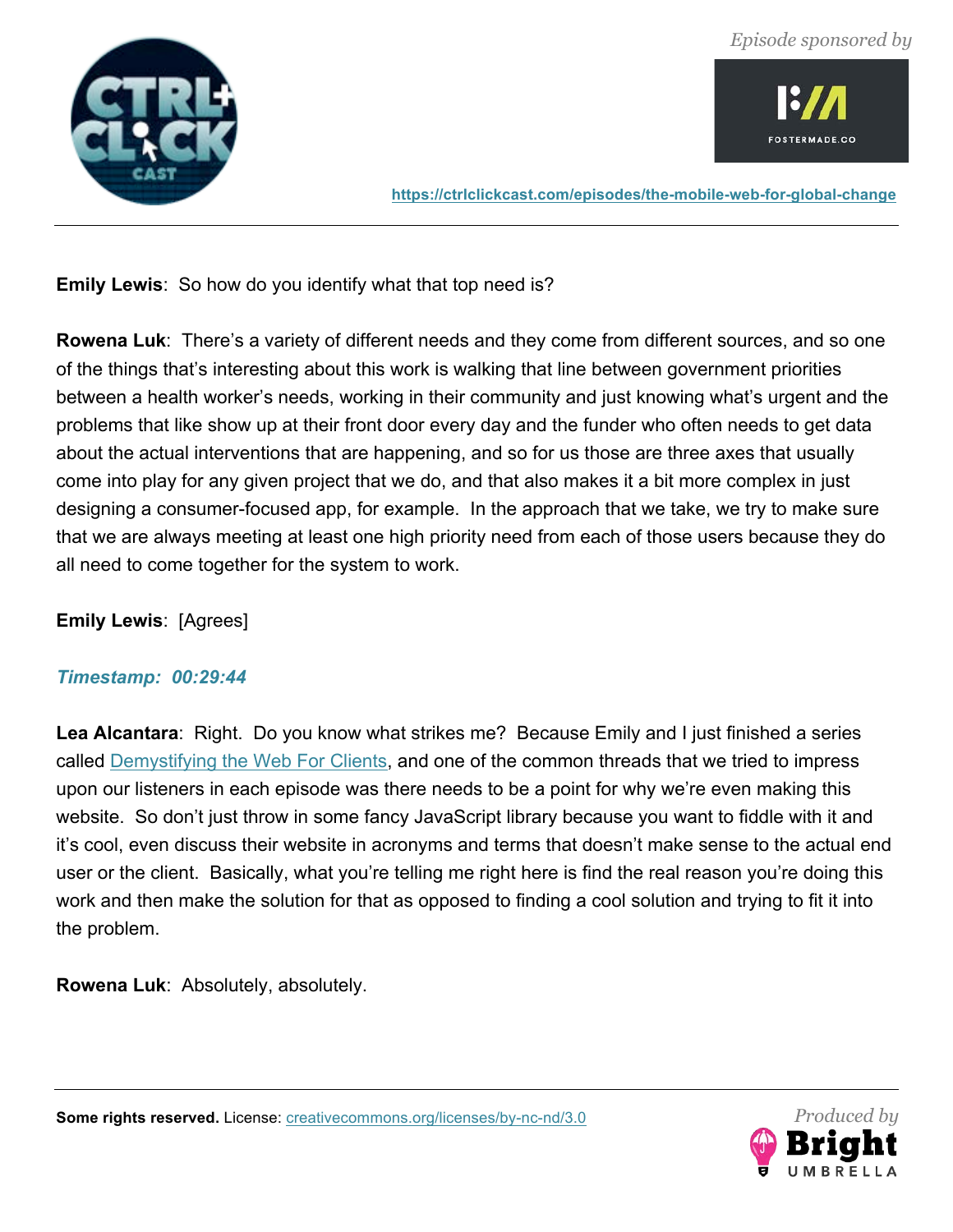**Emily Lewis**: So how do you identify what that top need is?

**Rowena Luk**: There's a variety of different needs and they come from different sources, and so one of the things that's interesting about this work is walking that line between government priorities between a health worker's needs, working in their community and just knowing what's urgent and the problems that like show up at their front door every day and the funder who often needs to get data about the actual interventions that are happening, and so for us those are three axes that usually come into play for any given project that we do, and that also makes it a bit more complex in just designing a consumer-focused app, for example. In the approach that we take, we try to make sure that we are always meeting at least one high priority need from each of those users because they do all need to come together for the system to work.

**Emily Lewis**: [Agrees]

***Timestamp: 00:29:44***

**Lea Alcantara**: Right. Do you know what strikes me? Because Emily and I just finished a series called Demystifying the Web For Clients, and one of the common threads that we tried to impress upon our listeners in each episode was there needs to be a point for why we're even making this website. So don't just throw in some fancy JavaScript library because you want to fiddle with it and it's cool, even discuss their website in acronyms and terms that doesn't make sense to the actual end user or the client. Basically, what you're telling me right here is find the real reason you're doing this work and then make the solution for that as opposed to finding a cool solution and trying to fit it into the problem.

**Rowena Luk**: Absolutely, absolutely.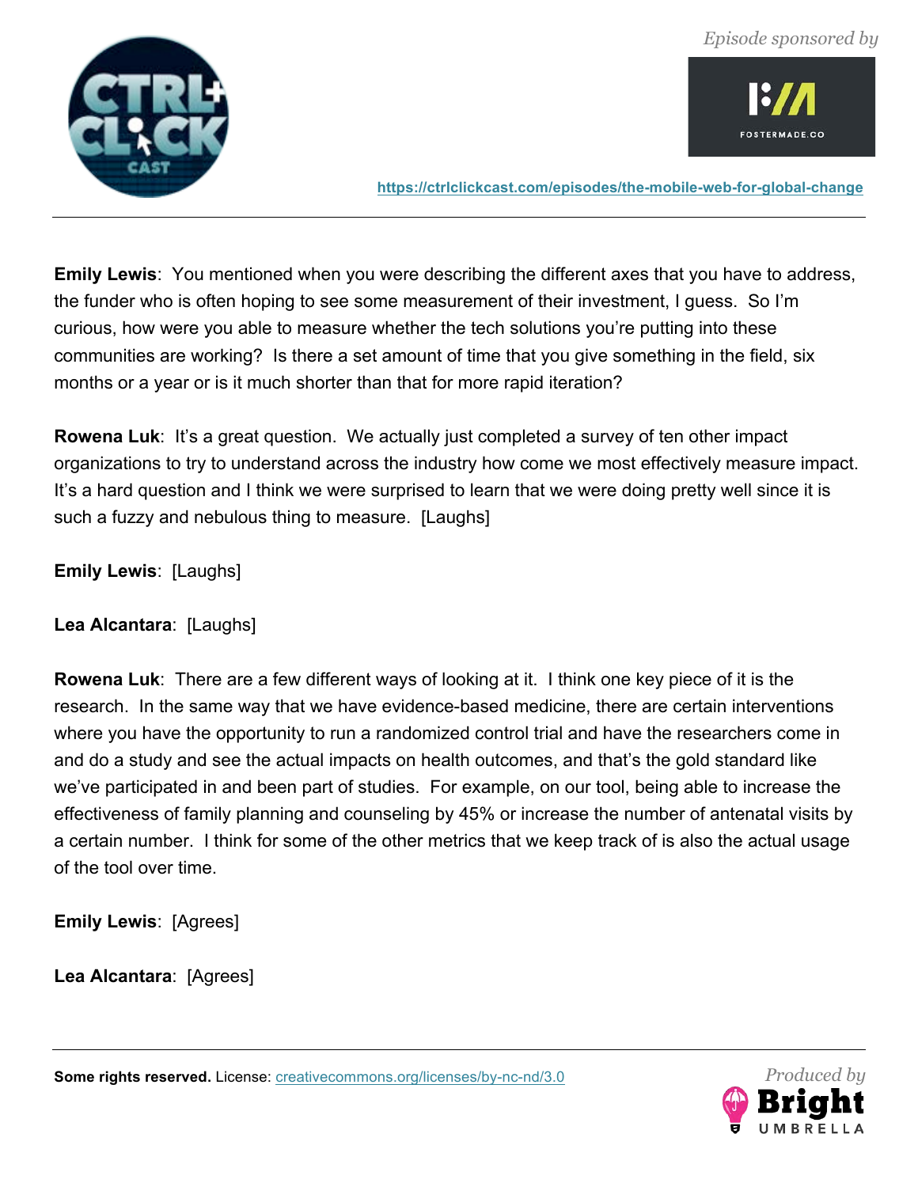**Emily Lewis**: You mentioned when you were describing the different axes that you have to address, the funder who is often hoping to see some measurement of their investment, I guess. So I'm curious, how were you able to measure whether the tech solutions you're putting into these communities are working? Is there a set amount of time that you give something in the field, six months or a year or is it much shorter than that for more rapid iteration?

**Rowena Luk**: It's a great question. We actually just completed a survey of ten other impact organizations to try to understand across the industry how come we most effectively measure impact. It's a hard question and I think we were surprised to learn that we were doing pretty well since it is such a fuzzy and nebulous thing to measure. [Laughs]

**Emily Lewis**: [Laughs]

**Lea Alcantara**: [Laughs]

**Rowena Luk**: There are a few different ways of looking at it. I think one key piece of it is the research. In the same way that we have evidence-based medicine, there are certain interventions where you have the opportunity to run a randomized control trial and have the researchers come in and do a study and see the actual impacts on health outcomes, and that's the gold standard like we've participated in and been part of studies. For example, on our tool, being able to increase the effectiveness of family planning and counseling by 45% or increase the number of antenatal visits by a certain number. I think for some of the other metrics that we keep track of is also the actual usage of the tool over time.

**Emily Lewis**: [Agrees]

**Lea Alcantara**: [Agrees]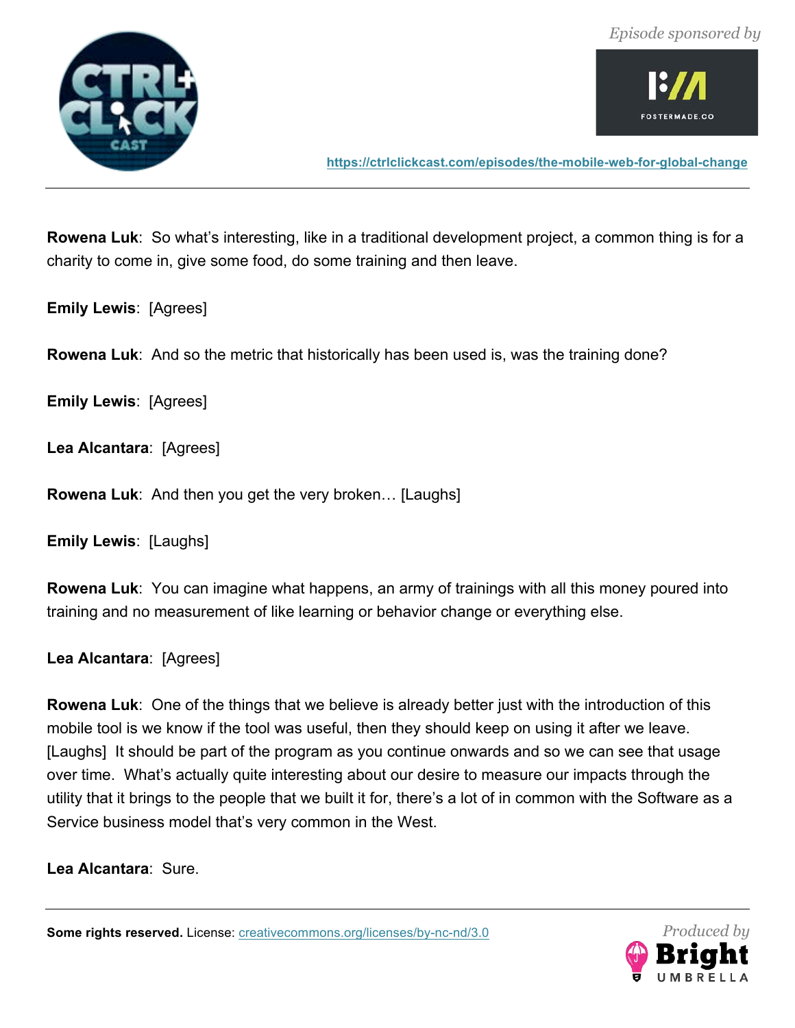**Rowena Luk**: So what's interesting, like in a traditional development project, a common thing is for a charity to come in, give some food, do some training and then leave.

**Emily Lewis**: [Agrees]

**Rowena Luk**: And so the metric that historically has been used is, was the training done?

**Emily Lewis**: [Agrees]

**Lea Alcantara**: [Agrees]

**Rowena Luk**: And then you get the very broken… [Laughs]

**Emily Lewis**: [Laughs]

**Rowena Luk**: You can imagine what happens, an army of trainings with all this money poured into training and no measurement of like learning or behavior change or everything else.

**Lea Alcantara**: [Agrees]

**Rowena Luk**: One of the things that we believe is already better just with the introduction of this mobile tool is we know if the tool was useful, then they should keep on using it after we leave. [Laughs] It should be part of the program as you continue onwards and so we can see that usage over time. What's actually quite interesting about our desire to measure our impacts through the utility that it brings to the people that we built it for, there's a lot of in common with the Software as a Service business model that's very common in the West.

**Lea Alcantara**: Sure.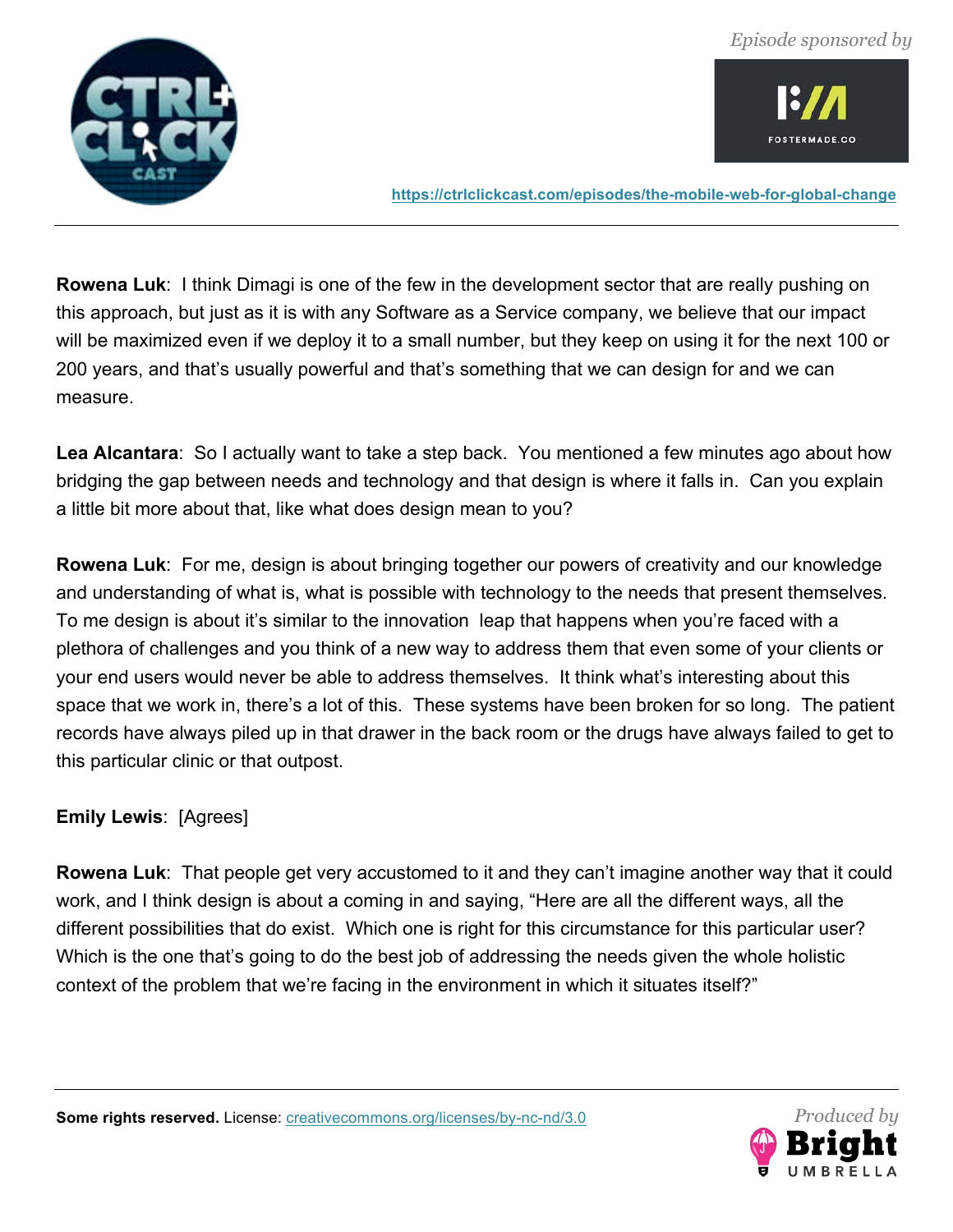**Rowena Luk**: I think Dimagi is one of the few in the development sector that are really pushing on this approach, but just as it is with any Software as a Service company, we believe that our impact will be maximized even if we deploy it to a small number, but they keep on using it for the next 100 or 200 years, and that's usually powerful and that's something that we can design for and we can measure.

**Lea Alcantara**: So I actually want to take a step back. You mentioned a few minutes ago about how bridging the gap between needs and technology and that design is where it falls in. Can you explain a little bit more about that, like what does design mean to you?

**Rowena Luk**: For me, design is about bringing together our powers of creativity and our knowledge and understanding of what is, what is possible with technology to the needs that present themselves. To me design is about it's similar to the innovation leap that happens when you're faced with a plethora of challenges and you think of a new way to address them that even some of your clients or your end users would never be able to address themselves. It think what's interesting about this space that we work in, there's a lot of this. These systems have been broken for so long. The patient records have always piled up in that drawer in the back room or the drugs have always failed to get to this particular clinic or that outpost.

**Emily Lewis**: [Agrees]

**Rowena Luk**: That people get very accustomed to it and they can't imagine another way that it could work, and I think design is about a coming in and saying, "Here are all the different ways, all the different possibilities that do exist. Which one is right for this circumstance for this particular user? Which is the one that's going to do the best job of addressing the needs given the whole holistic context of the problem that we're facing in the environment in which it situates itself?"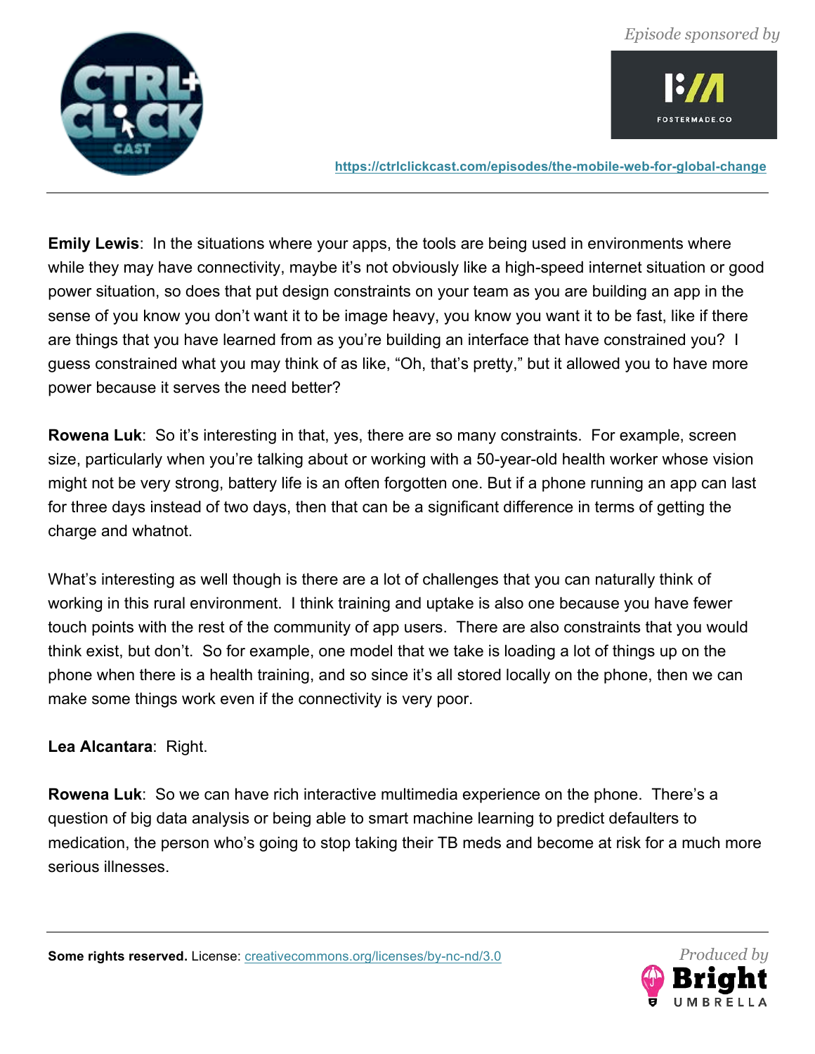**Emily Lewis**: In the situations where your apps, the tools are being used in environments where while they may have connectivity, maybe it's not obviously like a high-speed internet situation or good power situation, so does that put design constraints on your team as you are building an app in the sense of you know you don't want it to be image heavy, you know you want it to be fast, like if there are things that you have learned from as you're building an interface that have constrained you? I guess constrained what you may think of as like, "Oh, that's pretty," but it allowed you to have more power because it serves the need better?

**Rowena Luk**: So it's interesting in that, yes, there are so many constraints. For example, screen size, particularly when you're talking about or working with a 50-year-old health worker whose vision might not be very strong, battery life is an often forgotten one. But if a phone running an app can last for three days instead of two days, then that can be a significant difference in terms of getting the charge and whatnot.

What's interesting as well though is there are a lot of challenges that you can naturally think of working in this rural environment. I think training and uptake is also one because you have fewer touch points with the rest of the community of app users. There are also constraints that you would think exist, but don't. So for example, one model that we take is loading a lot of things up on the phone when there is a health training, and so since it's all stored locally on the phone, then we can make some things work even if the connectivity is very poor.

**Lea Alcantara**: Right.

**Rowena Luk**: So we can have rich interactive multimedia experience on the phone. There's a question of big data analysis or being able to smart machine learning to predict defaulters to medication, the person who's going to stop taking their TB meds and become at risk for a much more serious illnesses.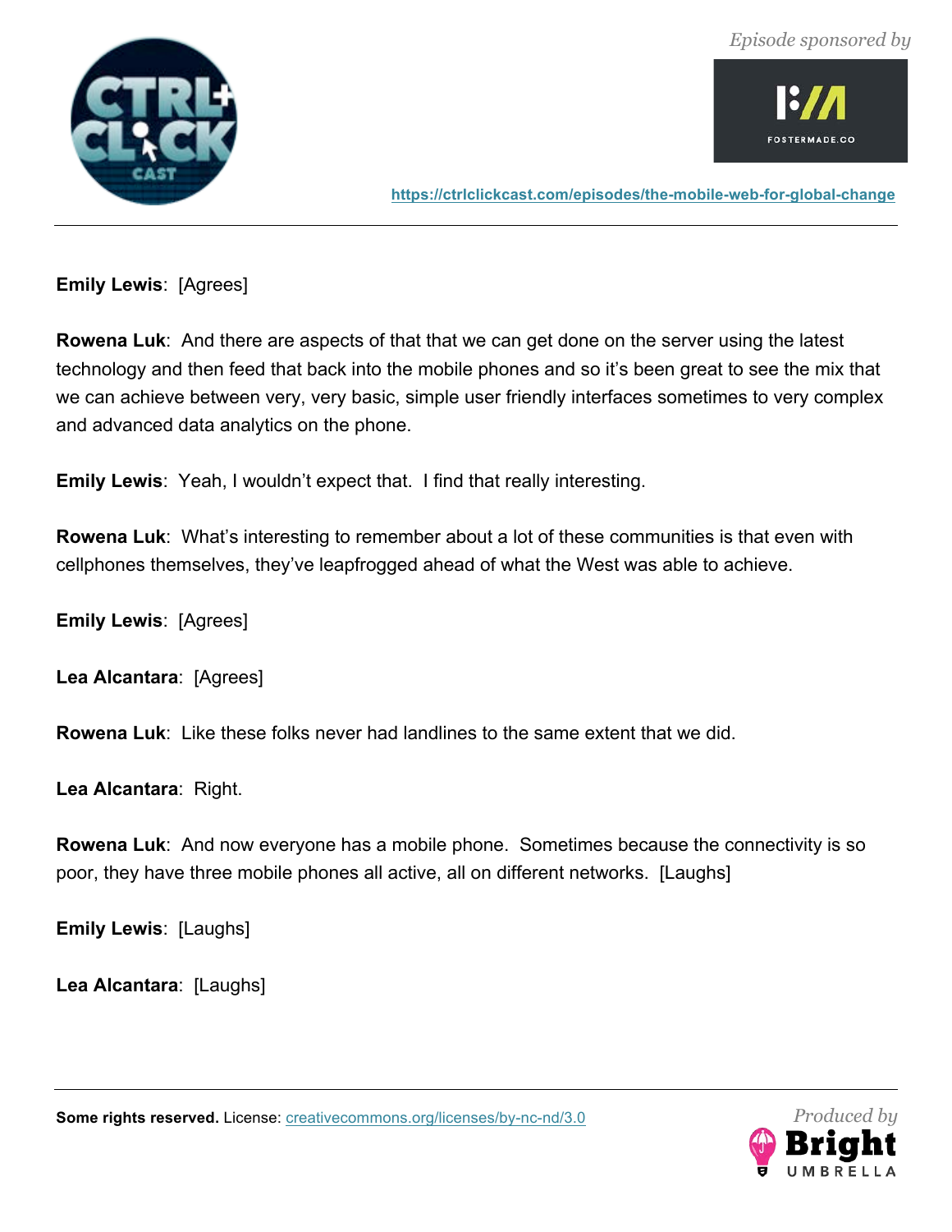**Emily Lewis**: [Agrees]

**Rowena Luk**: And there are aspects of that that we can get done on the server using the latest technology and then feed that back into the mobile phones and so it's been great to see the mix that we can achieve between very, very basic, simple user friendly interfaces sometimes to very complex and advanced data analytics on the phone.

**Emily Lewis**: Yeah, I wouldn't expect that. I find that really interesting.

**Rowena Luk**: What's interesting to remember about a lot of these communities is that even with cellphones themselves, they've leapfrogged ahead of what the West was able to achieve.

**Emily Lewis**: [Agrees]

**Lea Alcantara**: [Agrees]

**Rowena Luk**: Like these folks never had landlines to the same extent that we did.

**Lea Alcantara**: Right.

**Rowena Luk**: And now everyone has a mobile phone. Sometimes because the connectivity is so poor, they have three mobile phones all active, all on different networks. [Laughs]

**Emily Lewis**: [Laughs]

**Lea Alcantara**: [Laughs]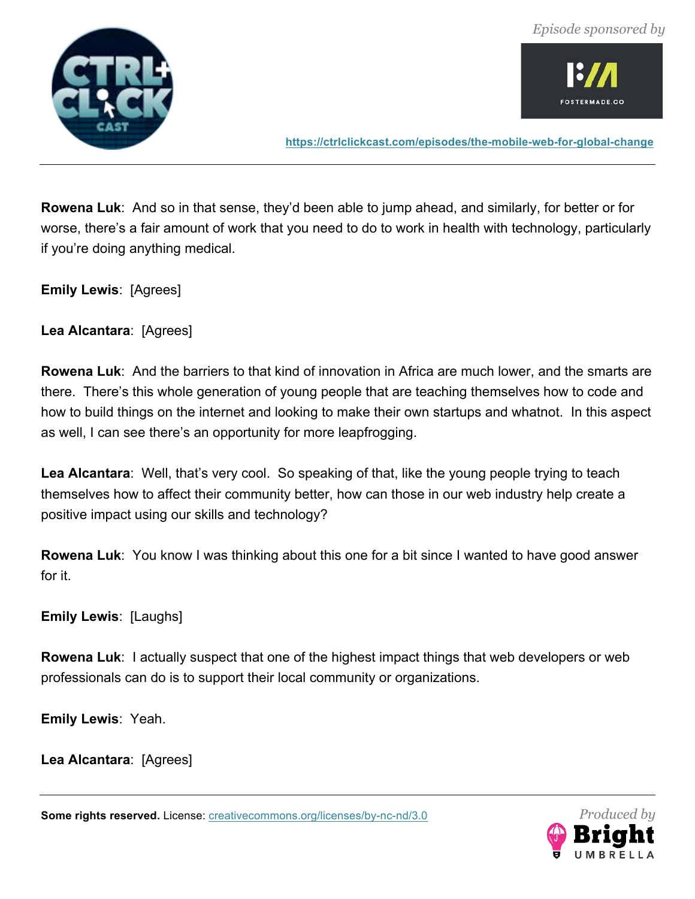**Rowena Luk**: And so in that sense, they'd been able to jump ahead, and similarly, for better or for worse, there's a fair amount of work that you need to do to work in health with technology, particularly if you're doing anything medical.

**Emily Lewis**: [Agrees]

**Lea Alcantara**: [Agrees]

**Rowena Luk**: And the barriers to that kind of innovation in Africa are much lower, and the smarts are there. There's this whole generation of young people that are teaching themselves how to code and how to build things on the internet and looking to make their own startups and whatnot. In this aspect as well, I can see there's an opportunity for more leapfrogging.

**Lea Alcantara**: Well, that's very cool. So speaking of that, like the young people trying to teach themselves how to affect their community better, how can those in our web industry help create a positive impact using our skills and technology?

**Rowena Luk**: You know I was thinking about this one for a bit since I wanted to have good answer for it.

**Emily Lewis**: [Laughs]

**Rowena Luk**: I actually suspect that one of the highest impact things that web developers or web professionals can do is to support their local community or organizations.

**Emily Lewis**: Yeah.

**Lea Alcantara**: [Agrees]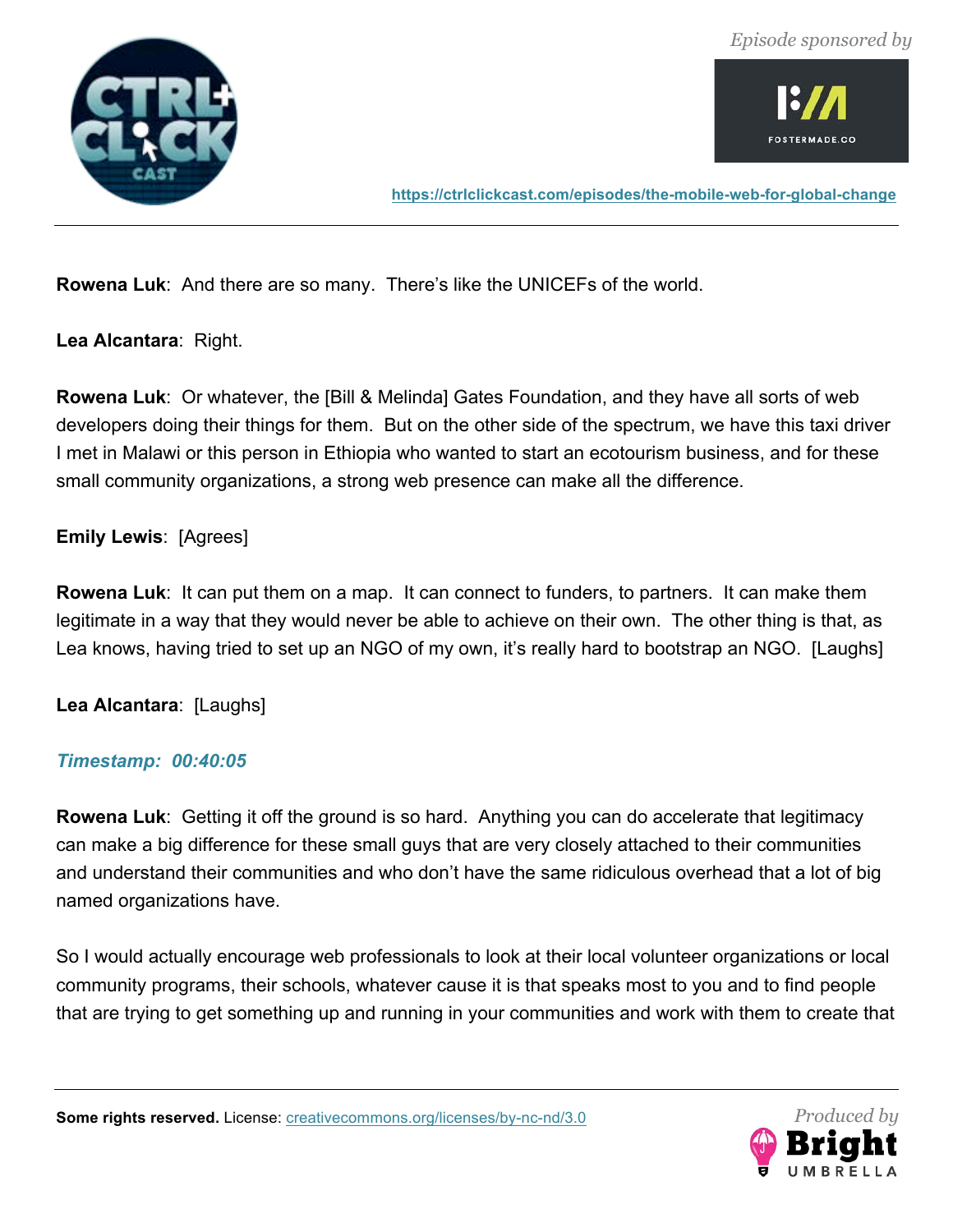**Rowena Luk**: And there are so many. There's like the UNICEFs of the world.

**Lea Alcantara**: Right.

**Rowena Luk**: Or whatever, the [Bill & Melinda] Gates Foundation, and they have all sorts of web developers doing their things for them. But on the other side of the spectrum, we have this taxi driver I met in Malawi or this person in Ethiopia who wanted to start an ecotourism business, and for these small community organizations, a strong web presence can make all the difference.

**Emily Lewis**: [Agrees]

**Rowena Luk**: It can put them on a map. It can connect to funders, to partners. It can make them legitimate in a way that they would never be able to achieve on their own. The other thing is that, as Lea knows, having tried to set up an NGO of my own, it's really hard to bootstrap an NGO. [Laughs]

**Lea Alcantara**: [Laughs]

***Timestamp: 00:40:05***

**Rowena Luk**: Getting it off the ground is so hard. Anything you can do accelerate that legitimacy can make a big difference for these small guys that are very closely attached to their communities and understand their communities and who don't have the same ridiculous overhead that a lot of big named organizations have.

So I would actually encourage web professionals to look at their local volunteer organizations or local community programs, their schools, whatever cause it is that speaks most to you and to find people that are trying to get something up and running in your communities and work with them to create that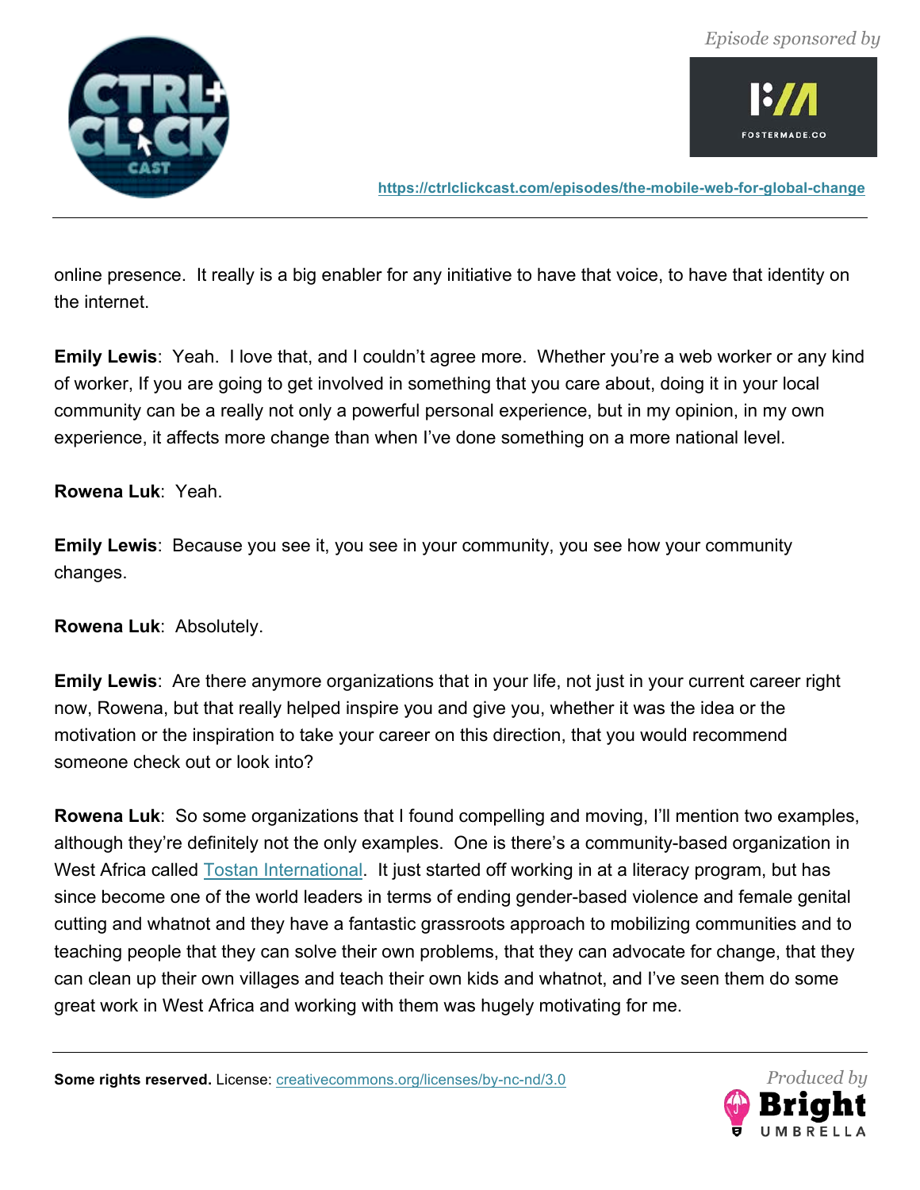online presence. It really is a big enabler for any initiative to have that voice, to have that identity on the internet.

**Emily Lewis**: Yeah. I love that, and I couldn't agree more. Whether you're a web worker or any kind of worker, If you are going to get involved in something that you care about, doing it in your local community can be a really not only a powerful personal experience, but in my opinion, in my own experience, it affects more change than when I've done something on a more national level.

**Rowena Luk**: Yeah.

**Emily Lewis**: Because you see it, you see in your community, you see how your community changes.

**Rowena Luk**: Absolutely.

**Emily Lewis**: Are there anymore organizations that in your life, not just in your current career right now, Rowena, but that really helped inspire you and give you, whether it was the idea or the motivation or the inspiration to take your career on this direction, that you would recommend someone check out or look into?

**Rowena Luk**: So some organizations that I found compelling and moving, I'll mention two examples, although they're definitely not the only examples. One is there's a community-based organization in West Africa called Tostan International. It just started off working in at a literacy program, but has since become one of the world leaders in terms of ending gender-based violence and female genital cutting and whatnot and they have a fantastic grassroots approach to mobilizing communities and to teaching people that they can solve their own problems, that they can advocate for change, that they can clean up their own villages and teach their own kids and whatnot, and I've seen them do some great work in West Africa and working with them was hugely motivating for me.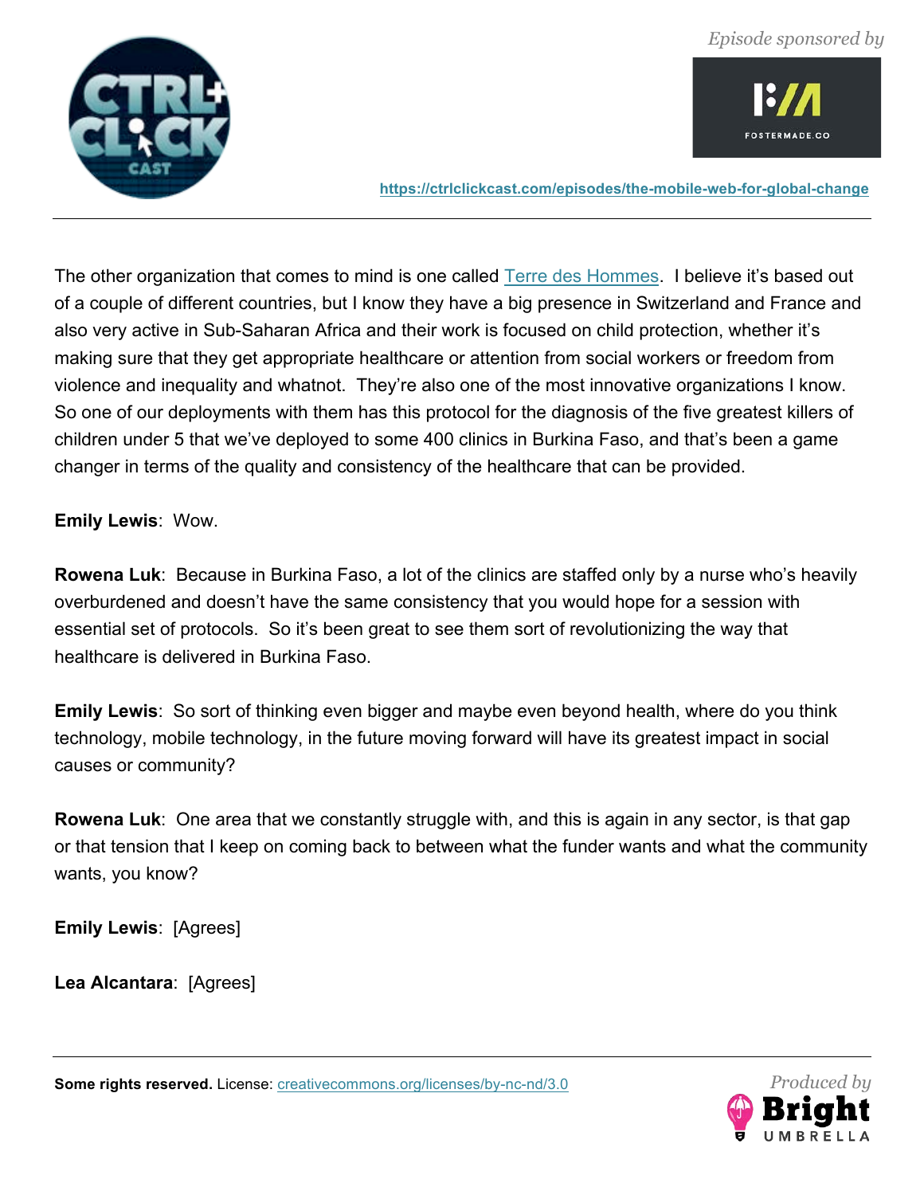The other organization that comes to mind is one called Terre des Hommes. I believe it's based out of a couple of different countries, but I know they have a big presence in Switzerland and France and also very active in Sub-Saharan Africa and their work is focused on child protection, whether it's making sure that they get appropriate healthcare or attention from social workers or freedom from violence and inequality and whatnot. They're also one of the most innovative organizations I know. So one of our deployments with them has this protocol for the diagnosis of the five greatest killers of children under 5 that we've deployed to some 400 clinics in Burkina Faso, and that's been a game changer in terms of the quality and consistency of the healthcare that can be provided.

**Emily Lewis**: Wow.

**Rowena Luk**: Because in Burkina Faso, a lot of the clinics are staffed only by a nurse who's heavily overburdened and doesn't have the same consistency that you would hope for a session with essential set of protocols. So it's been great to see them sort of revolutionizing the way that healthcare is delivered in Burkina Faso.

**Emily Lewis**: So sort of thinking even bigger and maybe even beyond health, where do you think technology, mobile technology, in the future moving forward will have its greatest impact in social causes or community?

**Rowena Luk**: One area that we constantly struggle with, and this is again in any sector, is that gap or that tension that I keep on coming back to between what the funder wants and what the community wants, you know?

**Emily Lewis**: [Agrees]

**Lea Alcantara**: [Agrees]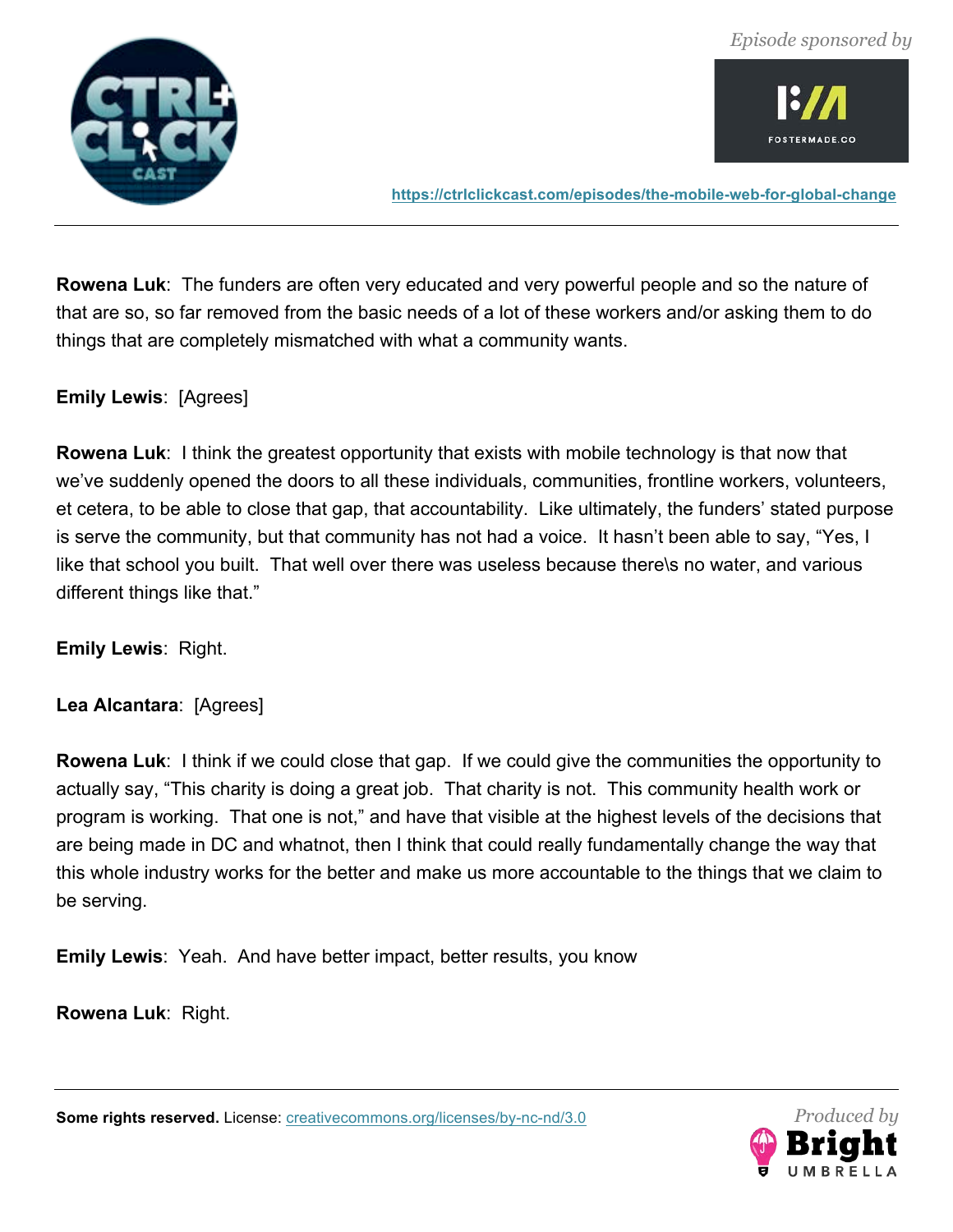**Rowena Luk**: The funders are often very educated and very powerful people and so the nature of that are so, so far removed from the basic needs of a lot of these workers and/or asking them to do things that are completely mismatched with what a community wants.

**Emily Lewis**: [Agrees]

**Rowena Luk**: I think the greatest opportunity that exists with mobile technology is that now that we've suddenly opened the doors to all these individuals, communities, frontline workers, volunteers, et cetera, to be able to close that gap, that accountability. Like ultimately, the funders' stated purpose is serve the community, but that community has not had a voice. It hasn't been able to say, "Yes, I like that school you built. That well over there was useless because there\s no water, and various different things like that."

**Emily Lewis**: Right.

**Lea Alcantara**: [Agrees]

**Rowena Luk**: I think if we could close that gap. If we could give the communities the opportunity to actually say, "This charity is doing a great job. That charity is not. This community health work or program is working. That one is not," and have that visible at the highest levels of the decisions that are being made in DC and whatnot, then I think that could really fundamentally change the way that this whole industry works for the better and make us more accountable to the things that we claim to be serving.

**Emily Lewis**: Yeah. And have better impact, better results, you know

**Rowena Luk**: Right.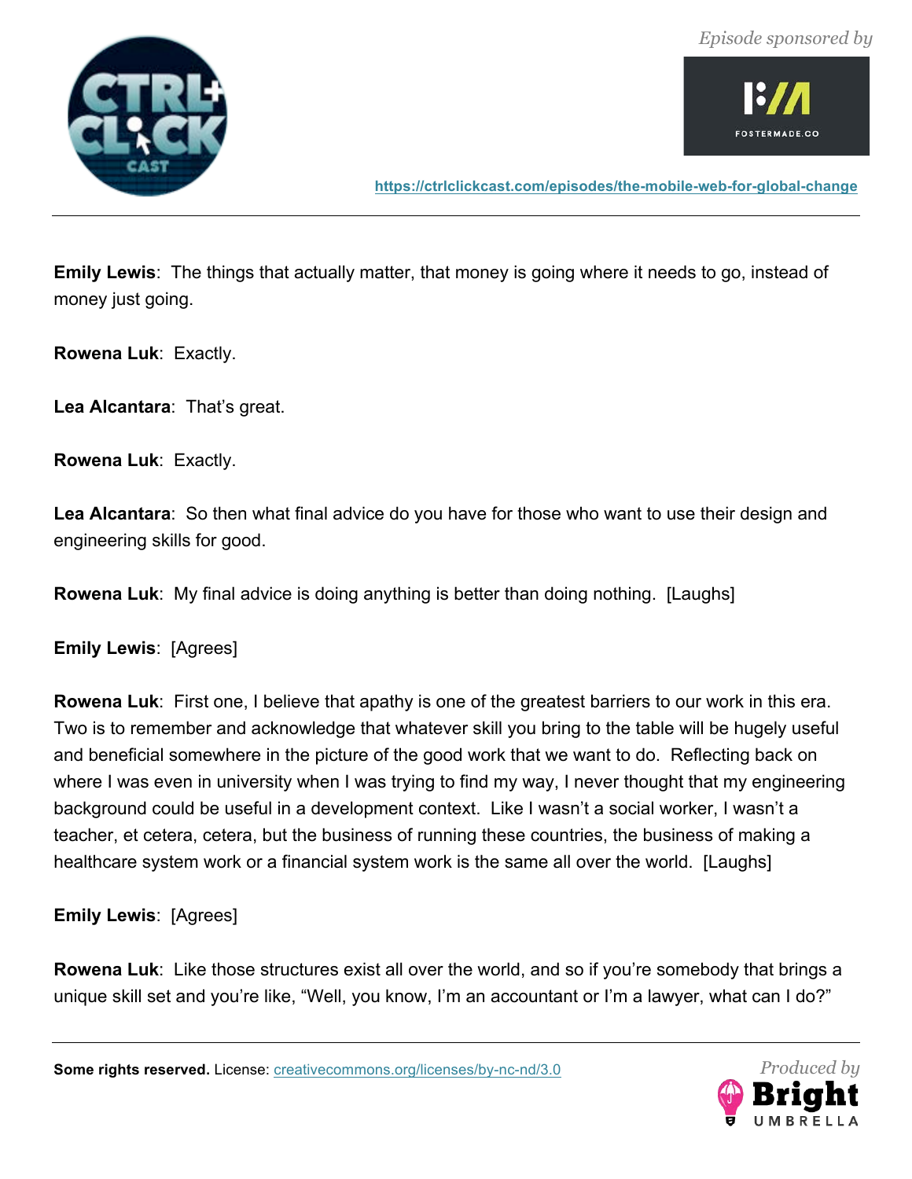**Emily Lewis**: The things that actually matter, that money is going where it needs to go, instead of money just going.

**Rowena Luk**: Exactly.

**Lea Alcantara**: That's great.

**Rowena Luk**: Exactly.

**Lea Alcantara**: So then what final advice do you have for those who want to use their design and engineering skills for good.

**Rowena Luk**: My final advice is doing anything is better than doing nothing. [Laughs]

**Emily Lewis**: [Agrees]

**Rowena Luk**: First one, I believe that apathy is one of the greatest barriers to our work in this era. Two is to remember and acknowledge that whatever skill you bring to the table will be hugely useful and beneficial somewhere in the picture of the good work that we want to do. Reflecting back on where I was even in university when I was trying to find my way, I never thought that my engineering background could be useful in a development context. Like I wasn't a social worker, I wasn't a teacher, et cetera, cetera, but the business of running these countries, the business of making a healthcare system work or a financial system work is the same all over the world. [Laughs]

**Emily Lewis**: [Agrees]

**Rowena Luk**: Like those structures exist all over the world, and so if you're somebody that brings a unique skill set and you're like, "Well, you know, I'm an accountant or I'm a lawyer, what can I do?"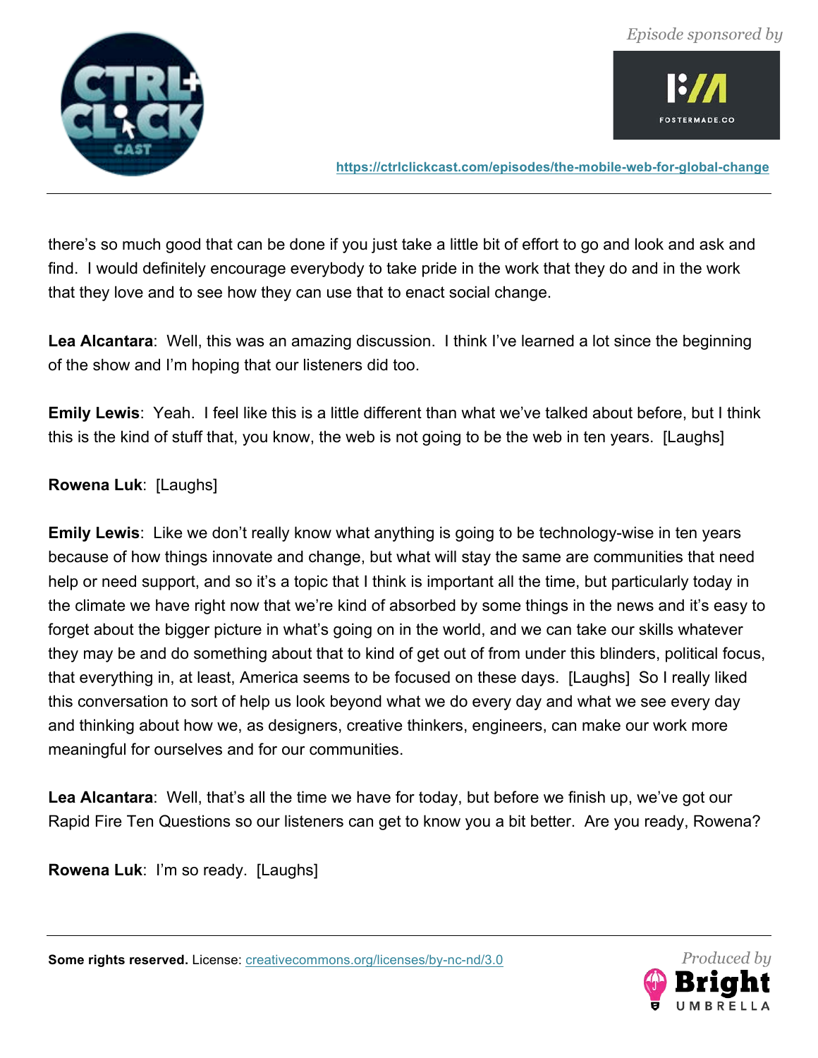there's so much good that can be done if you just take a little bit of effort to go and look and ask and find.  I would definitely encourage everybody to take pride in the work that they do and in the work that they love and to see how they can use that to enact social change.

**Lea Alcantara**:  Well, this was an amazing discussion.  I think I've learned a lot since the beginning of the show and I'm hoping that our listeners did too.

**Emily Lewis**:  Yeah.  I feel like this is a little different than what we've talked about before, but I think this is the kind of stuff that, you know, the web is not going to be the web in ten years.  [Laughs]

**Rowena Luk**:  [Laughs]

**Emily Lewis**:  Like we don't really know what anything is going to be technology-wise in ten years because of how things innovate and change, but what will stay the same are communities that need help or need support, and so it's a topic that I think is important all the time, but particularly today in the climate we have right now that we're kind of absorbed by some things in the news and it's easy to forget about the bigger picture in what's going on in the world, and we can take our skills whatever they may be and do something about that to kind of get out of from under this blinders, political focus, that everything in, at least, America seems to be focused on these days.  [Laughs]  So I really liked this conversation to sort of help us look beyond what we do every day and what we see every day and thinking about how we, as designers, creative thinkers, engineers, can make our work more meaningful for ourselves and for our communities.

**Lea Alcantara**:  Well, that's all the time we have for today, but before we finish up, we've got our Rapid Fire Ten Questions so our listeners can get to know you a bit better.  Are you ready, Rowena?

**Rowena Luk**:  I'm so ready.  [Laughs]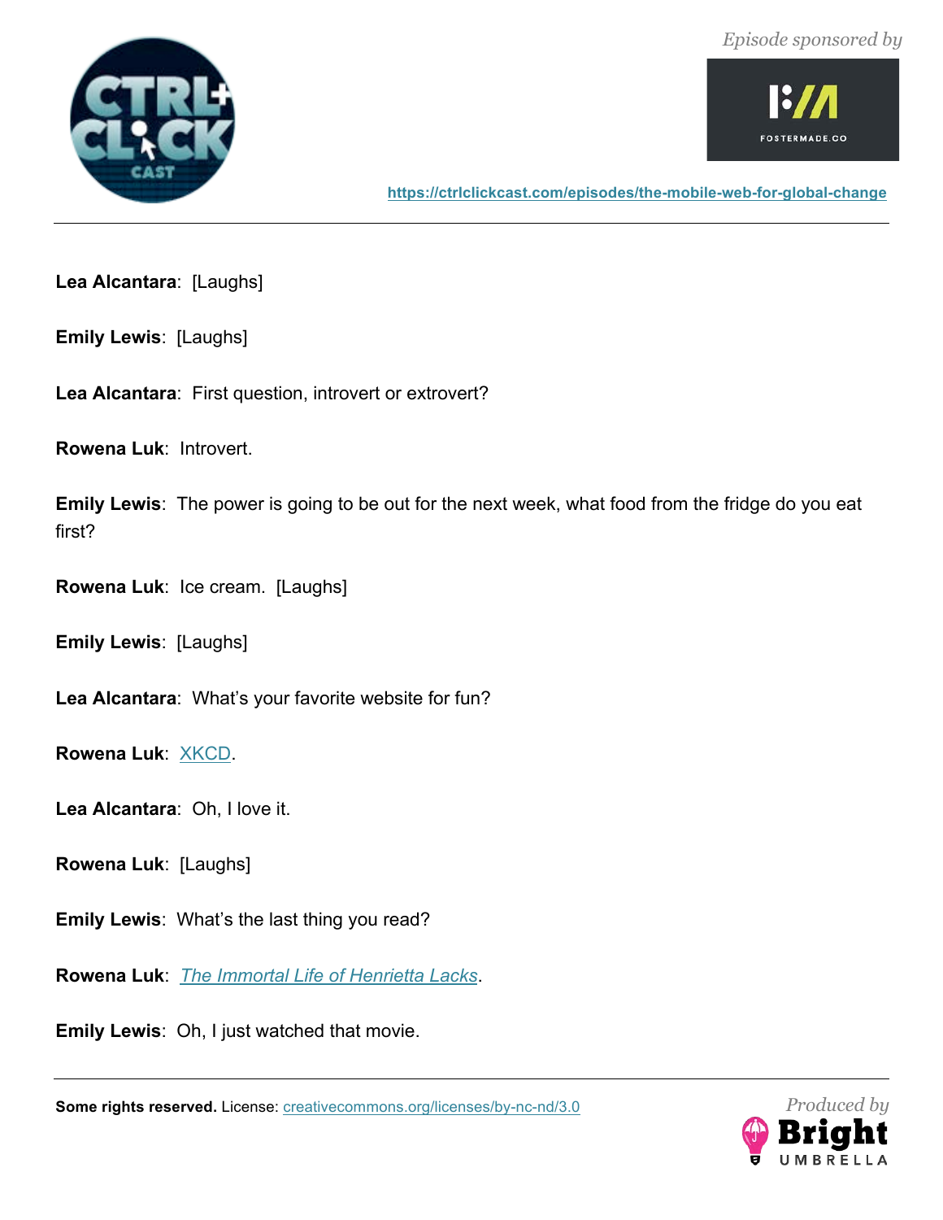**Lea Alcantara**: [Laughs]

**Emily Lewis**: [Laughs]

**Lea Alcantara**: First question, introvert or extrovert?

**Rowena Luk**: Introvert.

**Emily Lewis**: The power is going to be out for the next week, what food from the fridge do you eat first?

**Rowena Luk**: Ice cream. [Laughs]

**Emily Lewis**: [Laughs]

**Lea Alcantara**: What's your favorite website for fun?

**Rowena Luk**: XKCD.

**Lea Alcantara**: Oh, I love it.

**Rowena Luk**: [Laughs]

**Emily Lewis**: What's the last thing you read?

**Rowena Luk**: *The Immortal Life of Henrietta Lacks*.

**Emily Lewis**: Oh, I just watched that movie.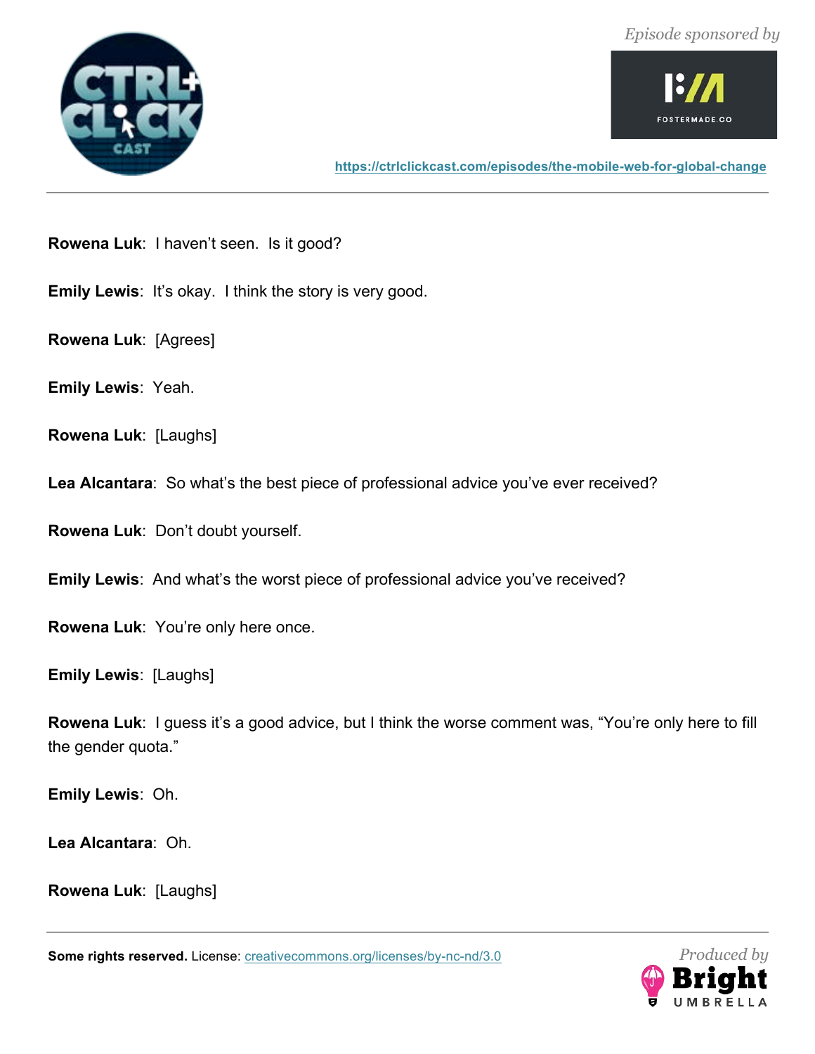**Rowena Luk**: I haven't seen. Is it good?

**Emily Lewis**: It's okay. I think the story is very good.

**Rowena Luk**: [Agrees]

**Emily Lewis**: Yeah.

**Rowena Luk**: [Laughs]

**Lea Alcantara**: So what's the best piece of professional advice you've ever received?

**Rowena Luk**: Don't doubt yourself.

**Emily Lewis**: And what's the worst piece of professional advice you've received?

**Rowena Luk**: You're only here once.

**Emily Lewis**: [Laughs]

**Rowena Luk**: I guess it's a good advice, but I think the worse comment was, "You're only here to fill the gender quota."

**Emily Lewis**: Oh.

**Lea Alcantara**: Oh.

**Rowena Luk**: [Laughs]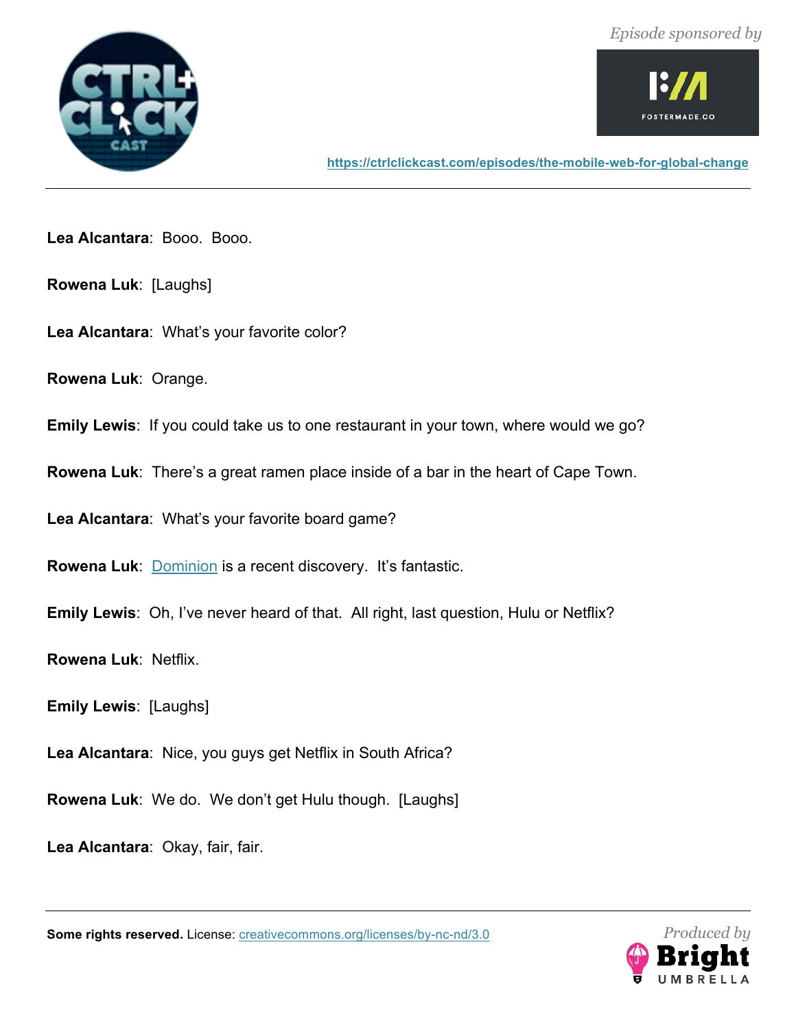**Lea Alcantara**: Booo. Booo.

**Rowena Luk**: [Laughs]

**Lea Alcantara**: What's your favorite color?

**Rowena Luk**: Orange.

**Emily Lewis**: If you could take us to one restaurant in your town, where would we go?

**Rowena Luk**: There's a great ramen place inside of a bar in the heart of Cape Town.

**Lea Alcantara**: What's your favorite board game?

**Rowena Luk**: Dominion is a recent discovery. It's fantastic.

**Emily Lewis**: Oh, I've never heard of that. All right, last question, Hulu or Netflix?

**Rowena Luk**: Netflix.

**Emily Lewis**: [Laughs]

**Lea Alcantara**: Nice, you guys get Netflix in South Africa?

**Rowena Luk**: We do. We don't get Hulu though. [Laughs]

**Lea Alcantara**: Okay, fair, fair.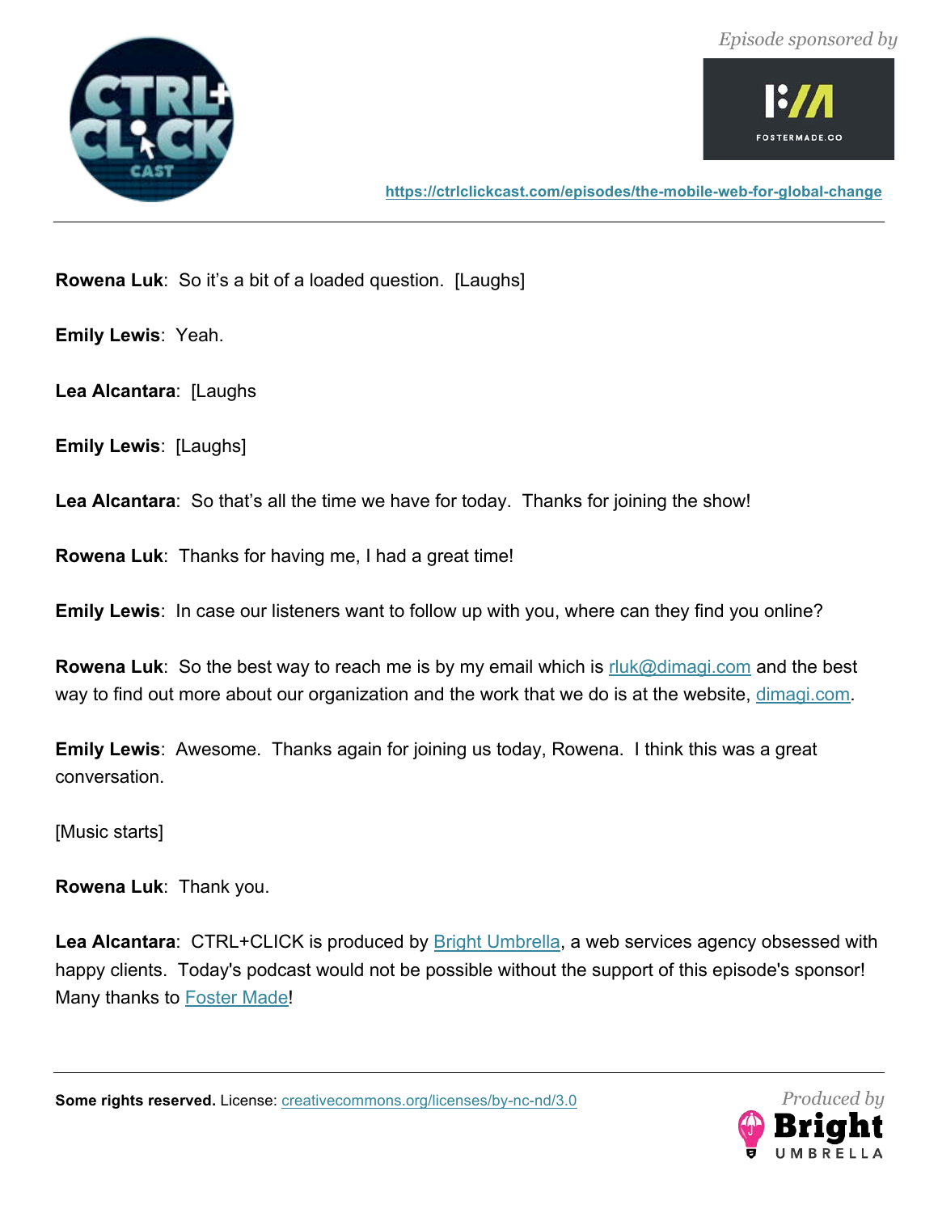**Rowena Luk**: So it's a bit of a loaded question. [Laughs]

**Emily Lewis**: Yeah.

**Lea Alcantara**: [Laughs

**Emily Lewis**: [Laughs]

**Lea Alcantara**: So that's all the time we have for today. Thanks for joining the show!

**Rowena Luk**: Thanks for having me, I had a great time!

**Emily Lewis**: In case our listeners want to follow up with you, where can they find you online?

**Rowena Luk**: So the best way to reach me is by my email which is rluk@dimagi.com and the best way to find out more about our organization and the work that we do is at the website, dimagi.com.

**Emily Lewis**: Awesome. Thanks again for joining us today, Rowena. I think this was a great conversation.

[Music starts]

**Rowena Luk**: Thank you.

**Lea Alcantara**: CTRL+CLICK is produced by Bright Umbrella, a web services agency obsessed with happy clients. Today's podcast would not be possible without the support of this episode's sponsor! Many thanks to Foster Made!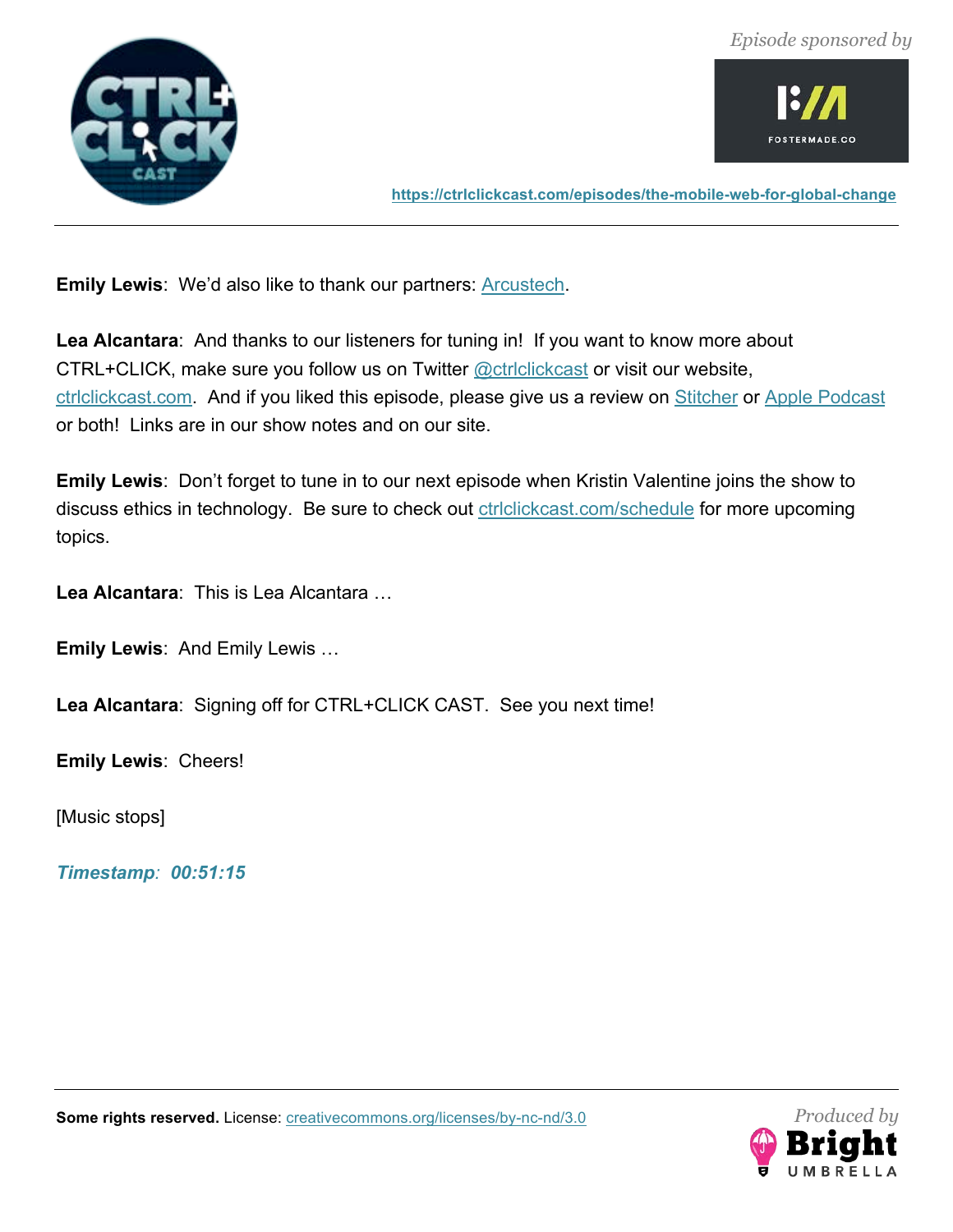**Emily Lewis**: We'd also like to thank our partners: Arcustech.

**Lea Alcantara**: And thanks to our listeners for tuning in! If you want to know more about CTRL+CLICK, make sure you follow us on Twitter @ctrlclickcast or visit our website, ctrlclickcast.com. And if you liked this episode, please give us a review on Stitcher or Apple Podcast or both! Links are in our show notes and on our site.

**Emily Lewis**: Don't forget to tune in to our next episode when Kristin Valentine joins the show to discuss ethics in technology. Be sure to check out ctrlclickcast.com/schedule for more upcoming topics.

**Lea Alcantara**: This is Lea Alcantara …

**Emily Lewis**: And Emily Lewis …

**Lea Alcantara**: Signing off for CTRL+CLICK CAST. See you next time!

**Emily Lewis**: Cheers!

[Music stops]

***Timestamp**: 00:51:15*